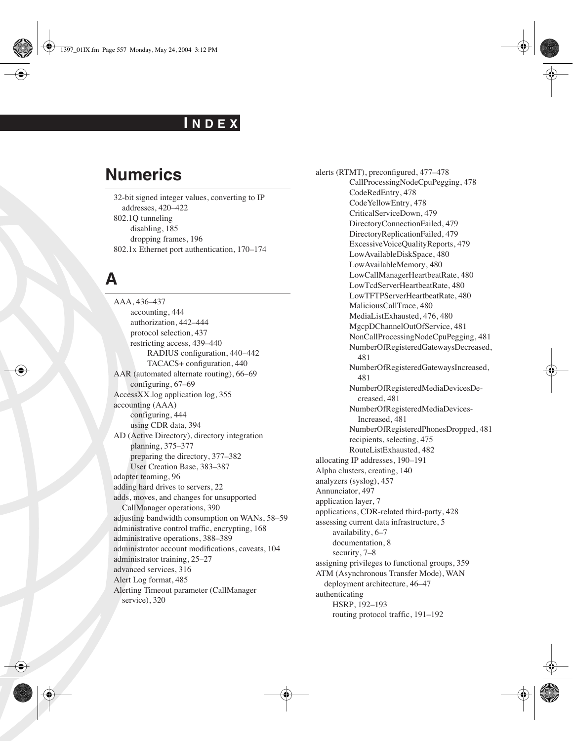# INDEX

## Numerics

32-bit signed integer values, converting to IP addresses, 420–422
802.1Q tunneling
- disabling, 185
- dropping frames, 196

802.1x Ethernet port authentication, 170–174

## A

AAA, 436–437
- accounting, 444
- authorization, 442–444
- protocol selection, 437
- restricting access, 439–440
  - RADIUS configuration, 440–442
  - TACACS+ configuration, 440

AAR (automated alternate routing), 66–69
- configuring, 67–69

AccessXX.log application log, 355
accounting (AAA)
- configuring, 444
- using CDR data, 394

AD (Active Directory), directory integration
- planning, 375–377
- preparing the directory, 377–382
- User Creation Base, 383–387

adapter teaming, 96
adding hard drives to servers, 22
adds, moves, and changes for unsupported CallManager operations, 390
adjusting bandwidth consumption on WANs, 58–59
administrative control traffic, encrypting, 168
administrative operations, 388–389
administrator account modifications, caveats, 104
administrator training, 25–27
advanced services, 316
Alert Log format, 485
Alerting Timeout parameter (CallManager service), 320
alerts (RTMT), preconfigured, 477–478
- CallProcessingNodeCpuPegging, 478
- CodeRedEntry, 478
- CodeYellowEntry, 478
- CriticalServiceDown, 479
- DirectoryConnectionFailed, 479
- DirectoryReplicationFailed, 479
- ExcessiveVoiceQualityReports, 479
- LowAvailableDiskSpace, 480
- LowAvailableMemory, 480
- LowCallManagerHeartbeatRate, 480
- LowTcdServerHeartbeatRate, 480
- LowTFTPServerHeartbeatRate, 480
- MaliciousCallTrace, 480
- MediaListExhausted, 476, 480
- MgcpDChannelOutOfService, 481
- NonCallProcessingNodeCpuPegging, 481
- NumberOfRegisteredGatewaysDecreased, 481
- NumberOfRegisteredGatewaysIncreased, 481
- NumberOfRegisteredMediaDevicesDecreased, 481
- NumberOfRegisteredMediaDevicesIncreased, 481
- NumberOfRegisteredPhonesDropped, 481
- recipients, selecting, 475
- RouteListExhausted, 482

allocating IP addresses, 190–191
Alpha clusters, creating, 140
analyzers (syslog), 457
Annunciator, 497
application layer, 7
applications, CDR-related third-party, 428
assessing current data infrastructure, 5
- availability, 6–7
- documentation, 8
- security, 7–8

assigning privileges to functional groups, 359
ATM (Asynchronous Transfer Mode), WAN deployment architecture, 46–47
authenticating
- HSRP, 192–193
- routing protocol traffic, 191–192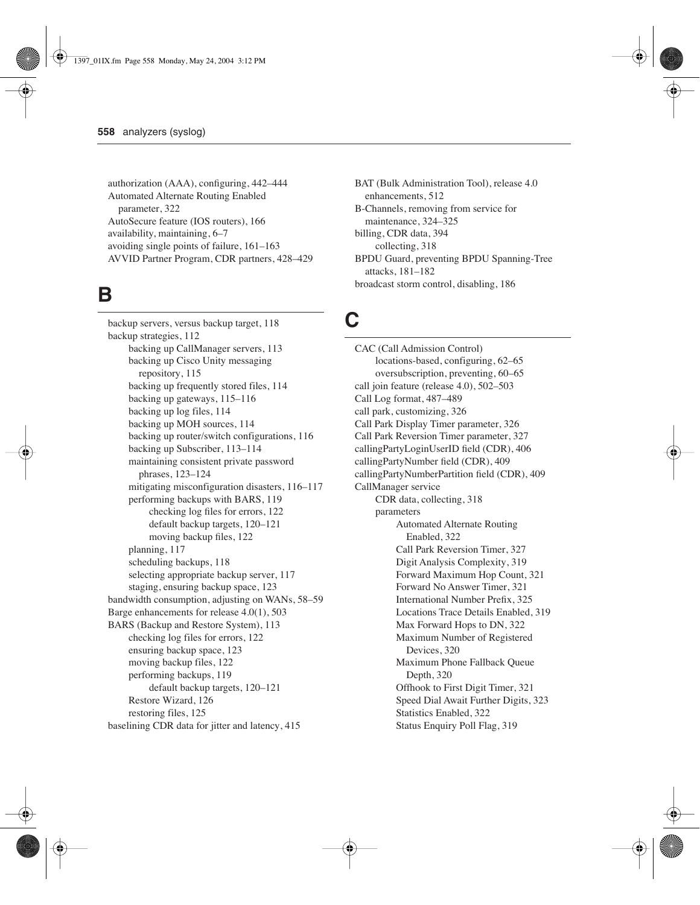authorization (AAA), configuring, 442–444
Automated Alternate Routing Enabled parameter, 322
AutoSecure feature (IOS routers), 166
availability, maintaining, 6–7
avoiding single points of failure, 161–163
AVVID Partner Program, CDR partners, 428–429

# B

backup servers, versus backup target, 118
backup strategies, 112
- backing up CallManager servers, 113
- backing up Cisco Unity messaging repository, 115
- backing up frequently stored files, 114
- backing up gateways, 115–116
- backing up log files, 114
- backing up MOH sources, 114
- backing up router/switch configurations, 116
- backing up Subscriber, 113–114
- maintaining consistent private password phrases, 123–124
- mitigating misconfiguration disasters, 116–117
- performing backups with BARS, 119
  - checking log files for errors, 122
  - default backup targets, 120–121
  - moving backup files, 122
- planning, 117
- scheduling backups, 118
- selecting appropriate backup server, 117
- staging, ensuring backup space, 123

bandwidth consumption, adjusting on WANs, 58–59
Barge enhancements for release 4.0(1), 503
BARS (Backup and Restore System), 113
- checking log files for errors, 122
- ensuring backup space, 123
- moving backup files, 122
- performing backups, 119
  - default backup targets, 120–121
- Restore Wizard, 126
- restoring files, 125

baselining CDR data for jitter and latency, 415
BAT (Bulk Administration Tool), release 4.0 enhancements, 512
B-Channels, removing from service for maintenance, 324–325
billing, CDR data, 394
- collecting, 318

BPDU Guard, preventing BPDU Spanning-Tree attacks, 181–182
broadcast storm control, disabling, 186

# C

CAC (Call Admission Control)
- locations-based, configuring, 62–65
- oversubscription, preventing, 60–65

call join feature (release 4.0), 502–503
Call Log format, 487–489
call park, customizing, 326
Call Park Display Timer parameter, 326
Call Park Reversion Timer parameter, 327
callingPartyLoginUserID field (CDR), 406
callingPartyNumber field (CDR), 409
callingPartyNumberPartition field (CDR), 409
CallManager service
- CDR data, collecting, 318
- parameters
  - Automated Alternate Routing Enabled, 322
  - Call Park Reversion Timer, 327
  - Digit Analysis Complexity, 319
  - Forward Maximum Hop Count, 321
  - Forward No Answer Timer, 321
  - International Number Prefix, 325
  - Locations Trace Details Enabled, 319
  - Max Forward Hops to DN, 322
  - Maximum Number of Registered Devices, 320
  - Maximum Phone Fallback Queue Depth, 320
  - Offhook to First Digit Timer, 321
  - Speed Dial Await Further Digits, 323
  - Statistics Enabled, 322
  - Status Enquiry Poll Flag, 319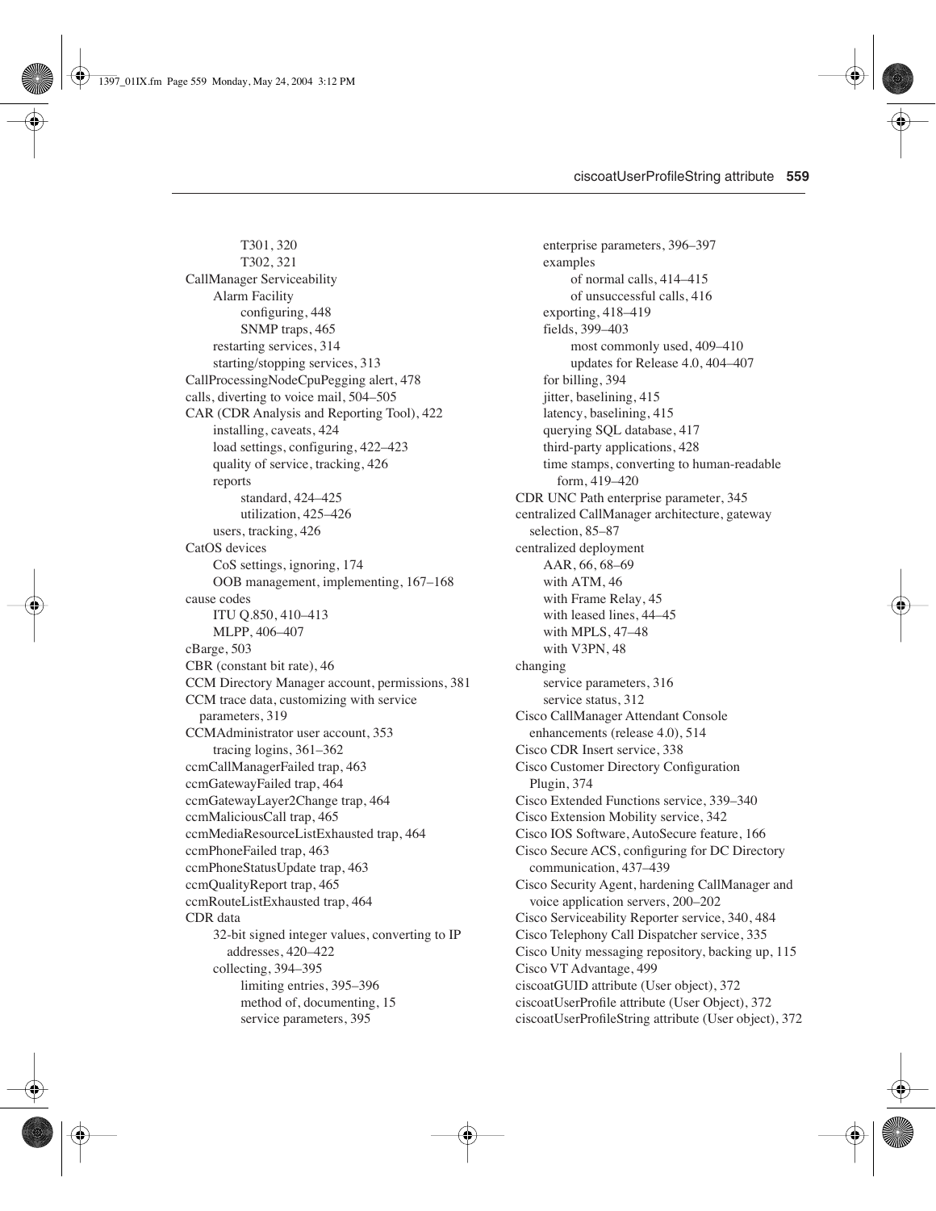T301, 320
T302, 321

CallManager Serviceability
- Alarm Facility
  - configuring, 448
  - SNMP traps, 465
- restarting services, 314
- starting/stopping services, 313

CallProcessingNodeCpuPegging alert, 478

calls, diverting to voice mail, 504–505

CAR (CDR Analysis and Reporting Tool), 422
- installing, caveats, 424
- load settings, configuring, 422–423
- quality of service, tracking, 426
- reports
  - standard, 424–425
  - utilization, 425–426
- users, tracking, 426

CatOS devices
- CoS settings, ignoring, 174
- OOB management, implementing, 167–168

cause codes
- ITU Q.850, 410–413
- MLPP, 406–407

cBarge, 503

CBR (constant bit rate), 46

CCM Directory Manager account, permissions, 381

CCM trace data, customizing with service parameters, 319

CCMAdministrator user account, 353
- tracing logins, 361–362

ccmCallManagerFailed trap, 463

ccmGatewayFailed trap, 464

ccmGatewayLayer2Change trap, 464

ccmMaliciousCall trap, 465

ccmMediaResourceListExhausted trap, 464

ccmPhoneFailed trap, 463

ccmPhoneStatusUpdate trap, 463

ccmQualityReport trap, 465

ccmRouteListExhausted trap, 464

CDR data
- 32-bit signed integer values, converting to IP addresses, 420–422
- collecting, 394–395
  - limiting entries, 395–396
  - method of, documenting, 15
  - service parameters, 395
- enterprise parameters, 396–397
- examples
  - of normal calls, 414–415
  - of unsuccessful calls, 416
- exporting, 418–419
- fields, 399–403
  - most commonly used, 409–410
  - updates for Release 4.0, 404–407
- for billing, 394
- jitter, baselining, 415
- latency, baselining, 415
- querying SQL database, 417
- third-party applications, 428
- time stamps, converting to human-readable form, 419–420

CDR UNC Path enterprise parameter, 345

centralized CallManager architecture, gateway selection, 85–87

centralized deployment
- AAR, 66, 68–69
- with ATM, 46
- with Frame Relay, 45
- with leased lines, 44–45
- with MPLS, 47–48
- with V3PN, 48

changing
- service parameters, 316
- service status, 312

Cisco CallManager Attendant Console enhancements (release 4.0), 514

Cisco CDR Insert service, 338

Cisco Customer Directory Configuration Plugin, 374

Cisco Extended Functions service, 339–340

Cisco Extension Mobility service, 342

Cisco IOS Software, AutoSecure feature, 166

Cisco Secure ACS, configuring for DC Directory communication, 437–439

Cisco Security Agent, hardening CallManager and voice application servers, 200–202

Cisco Serviceability Reporter service, 340, 484

Cisco Telephony Call Dispatcher service, 335

Cisco Unity messaging repository, backing up, 115

Cisco VT Advantage, 499

ciscoatGUID attribute (User object), 372

ciscoatUserProfile attribute (User Object), 372

ciscoatUserProfileString attribute (User object), 372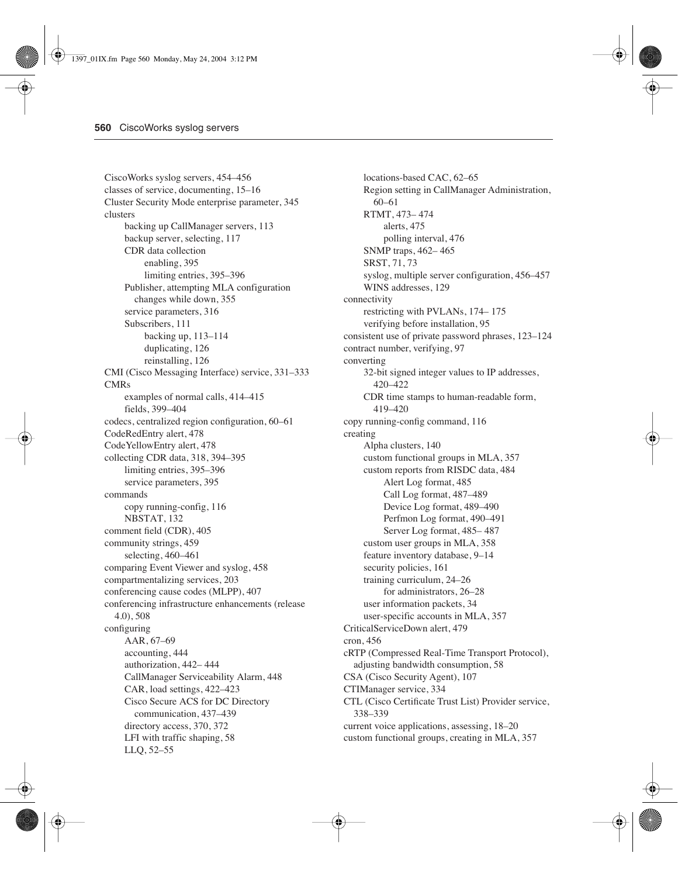CiscoWorks syslog servers, 454–456
classes of service, documenting, 15–16
Cluster Security Mode enterprise parameter, 345
clusters
- backing up CallManager servers, 113
- backup server, selecting, 117
- CDR data collection
  - enabling, 395
  - limiting entries, 395–396
- Publisher, attempting MLA configuration changes while down, 355
- service parameters, 316
- Subscribers, 111
  - backing up, 113–114
  - duplicating, 126
  - reinstalling, 126

CMI (Cisco Messaging Interface) service, 331–333
CMRs
- examples of normal calls, 414–415
- fields, 399–404

codecs, centralized region configuration, 60–61
CodeRedEntry alert, 478
CodeYellowEntry alert, 478
collecting CDR data, 318, 394–395
- limiting entries, 395–396
- service parameters, 395

commands
- copy running-config, 116
- NBSTAT, 132

comment field (CDR), 405
community strings, 459
- selecting, 460–461

comparing Event Viewer and syslog, 458
compartmentalizing services, 203
conferencing cause codes (MLPP), 407
conferencing infrastructure enhancements (release 4.0), 508
configuring
- AAR, 67–69
- accounting, 444
- authorization, 442– 444
- CallManager Serviceability Alarm, 448
- CAR, load settings, 422–423
- Cisco Secure ACS for DC Directory communication, 437–439
- directory access, 370, 372
- LFI with traffic shaping, 58
- LLQ, 52–55
- locations-based CAC, 62–65
- Region setting in CallManager Administration, 60–61
- RTMT, 473– 474
  - alerts, 475
  - polling interval, 476
- SNMP traps, 462– 465
- SRST, 71, 73
- syslog, multiple server configuration, 456–457
- WINS addresses, 129

connectivity
- restricting with PVLANs, 174– 175
- verifying before installation, 95

consistent use of private password phrases, 123–124
contract number, verifying, 97
converting
- 32-bit signed integer values to IP addresses, 420–422
- CDR time stamps to human-readable form, 419–420

copy running-config command, 116
creating
- Alpha clusters, 140
- custom functional groups in MLA, 357
- custom reports from RISDC data, 484
  - Alert Log format, 485
  - Call Log format, 487–489
  - Device Log format, 489–490
  - Perfmon Log format, 490–491
  - Server Log format, 485– 487
- custom user groups in MLA, 358
- feature inventory database, 9–14
- security policies, 161
- training curriculum, 24–26
  - for administrators, 26–28
- user information packets, 34
- user-specific accounts in MLA, 357

CriticalServiceDown alert, 479
cron, 456
cRTP (Compressed Real-Time Transport Protocol), adjusting bandwidth consumption, 58
CSA (Cisco Security Agent), 107
CTIManager service, 334
CTL (Cisco Certificate Trust List) Provider service, 338–339
current voice applications, assessing, 18–20
custom functional groups, creating in MLA, 357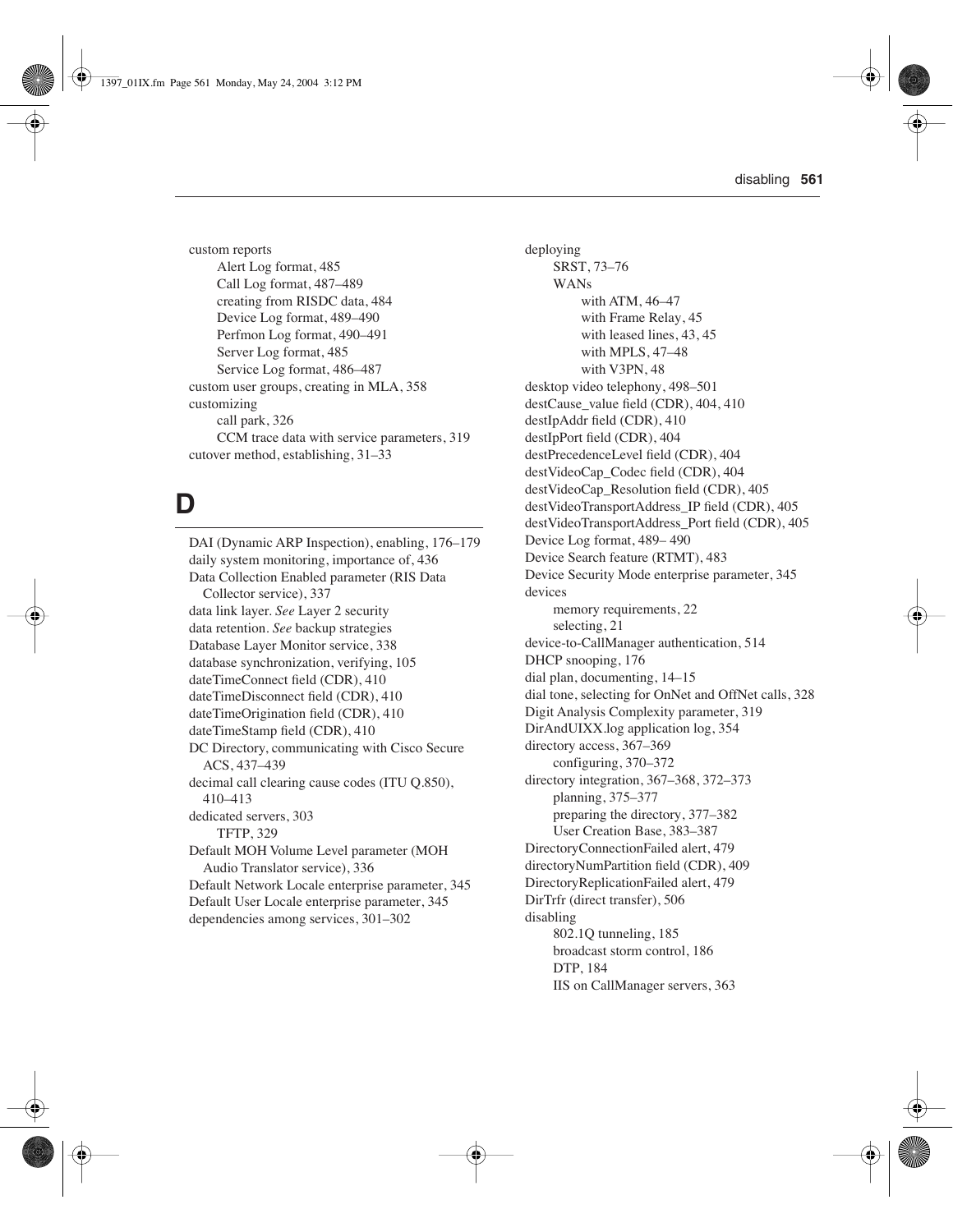custom reports
- Alert Log format, 485
- Call Log format, 487–489
- creating from RISDC data, 484
- Device Log format, 489–490
- Perfmon Log format, 490–491
- Server Log format, 485
- Service Log format, 486–487

custom user groups, creating in MLA, 358
customizing
- call park, 326
- CCM trace data with service parameters, 319

cutover method, establishing, 31–33

# D

DAI (Dynamic ARP Inspection), enabling, 176–179
daily system monitoring, importance of, 436
Data Collection Enabled parameter (RIS Data Collector service), 337
data link layer. *See* Layer 2 security
data retention. *See* backup strategies
Database Layer Monitor service, 338
database synchronization, verifying, 105
dateTimeConnect field (CDR), 410
dateTimeDisconnect field (CDR), 410
dateTimeOrigination field (CDR), 410
dateTimeStamp field (CDR), 410
DC Directory, communicating with Cisco Secure ACS, 437–439
decimal call clearing cause codes (ITU Q.850), 410–413
dedicated servers, 303
- TFTP, 329

Default MOH Volume Level parameter (MOH Audio Translator service), 336
Default Network Locale enterprise parameter, 345
Default User Locale enterprise parameter, 345
dependencies among services, 301–302
deploying
- SRST, 73–76
- WANs
  - with ATM, 46–47
  - with Frame Relay, 45
  - with leased lines, 43, 45
  - with MPLS, 47–48
  - with V3PN, 48

desktop video telephony, 498–501
destCause_value field (CDR), 404, 410
destIpAddr field (CDR), 410
destIpPort field (CDR), 404
destPrecedenceLevel field (CDR), 404
destVideoCap_Codec field (CDR), 404
destVideoCap_Resolution field (CDR), 405
destVideoTransportAddress_IP field (CDR), 405
destVideoTransportAddress_Port field (CDR), 405
Device Log format, 489– 490
Device Search feature (RTMT), 483
Device Security Mode enterprise parameter, 345
devices
- memory requirements, 22
- selecting, 21

device-to-CallManager authentication, 514
DHCP snooping, 176
dial plan, documenting, 14–15
dial tone, selecting for OnNet and OffNet calls, 328
Digit Analysis Complexity parameter, 319
DirAndUIXX.log application log, 354
directory access, 367–369
- configuring, 370–372

directory integration, 367–368, 372–373
- planning, 375–377
- preparing the directory, 377–382
- User Creation Base, 383–387

DirectoryConnectionFailed alert, 479
directoryNumPartition field (CDR), 409
DirectoryReplicationFailed alert, 479
DirTrfr (direct transfer), 506
disabling
- 802.1Q tunneling, 185
- broadcast storm control, 186
- DTP, 184
- IIS on CallManager servers, 363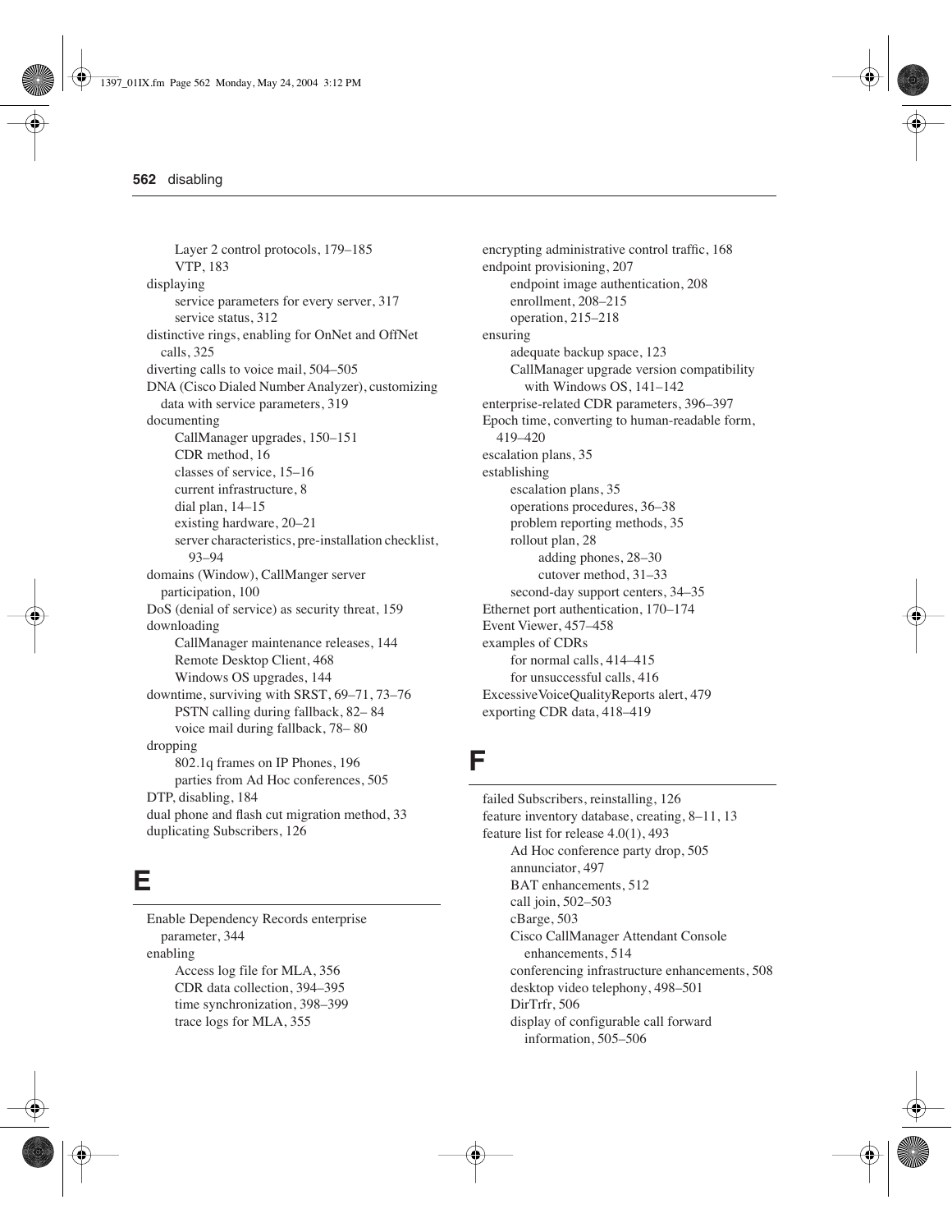- Layer 2 control protocols, 179–185
- VTP, 183

displaying
- service parameters for every server, 317
- service status, 312

distinctive rings, enabling for OnNet and OffNet calls, 325

diverting calls to voice mail, 504–505

DNA (Cisco Dialed Number Analyzer), customizing data with service parameters, 319

documenting
- CallManager upgrades, 150–151
- CDR method, 16
- classes of service, 15–16
- current infrastructure, 8
- dial plan, 14–15
- existing hardware, 20–21
- server characteristics, pre-installation checklist, 93–94

domains (Window), CallManger server participation, 100

DoS (denial of service) as security threat, 159

downloading
- CallManager maintenance releases, 144
- Remote Desktop Client, 468
- Windows OS upgrades, 144

downtime, surviving with SRST, 69–71, 73–76
- PSTN calling during fallback, 82– 84
- voice mail during fallback, 78– 80

dropping
- 802.1q frames on IP Phones, 196
- parties from Ad Hoc conferences, 505

DTP, disabling, 184

dual phone and flash cut migration method, 33

duplicating Subscribers, 126

# E

Enable Dependency Records enterprise parameter, 344

enabling
- Access log file for MLA, 356
- CDR data collection, 394–395
- time synchronization, 398–399
- trace logs for MLA, 355

encrypting administrative control traffic, 168

endpoint provisioning, 207
- endpoint image authentication, 208
- enrollment, 208–215
- operation, 215–218

ensuring
- adequate backup space, 123
- CallManager upgrade version compatibility with Windows OS, 141–142

enterprise-related CDR parameters, 396–397

Epoch time, converting to human-readable form, 419–420

escalation plans, 35

establishing
- escalation plans, 35
- operations procedures, 36–38
- problem reporting methods, 35
- rollout plan, 28
  - adding phones, 28–30
  - cutover method, 31–33
- second-day support centers, 34–35

Ethernet port authentication, 170–174

Event Viewer, 457–458

examples of CDRs
- for normal calls, 414–415
- for unsuccessful calls, 416

ExcessiveVoiceQualityReports alert, 479

exporting CDR data, 418–419

# F

failed Subscribers, reinstalling, 126

feature inventory database, creating, 8–11, 13

feature list for release 4.0(1), 493
- Ad Hoc conference party drop, 505
- annunciator, 497
- BAT enhancements, 512
- call join, 502–503
- cBarge, 503
- Cisco CallManager Attendant Console enhancements, 514
- conferencing infrastructure enhancements, 508
- desktop video telephony, 498–501
- DirTrfr, 506
- display of configurable call forward information, 505–506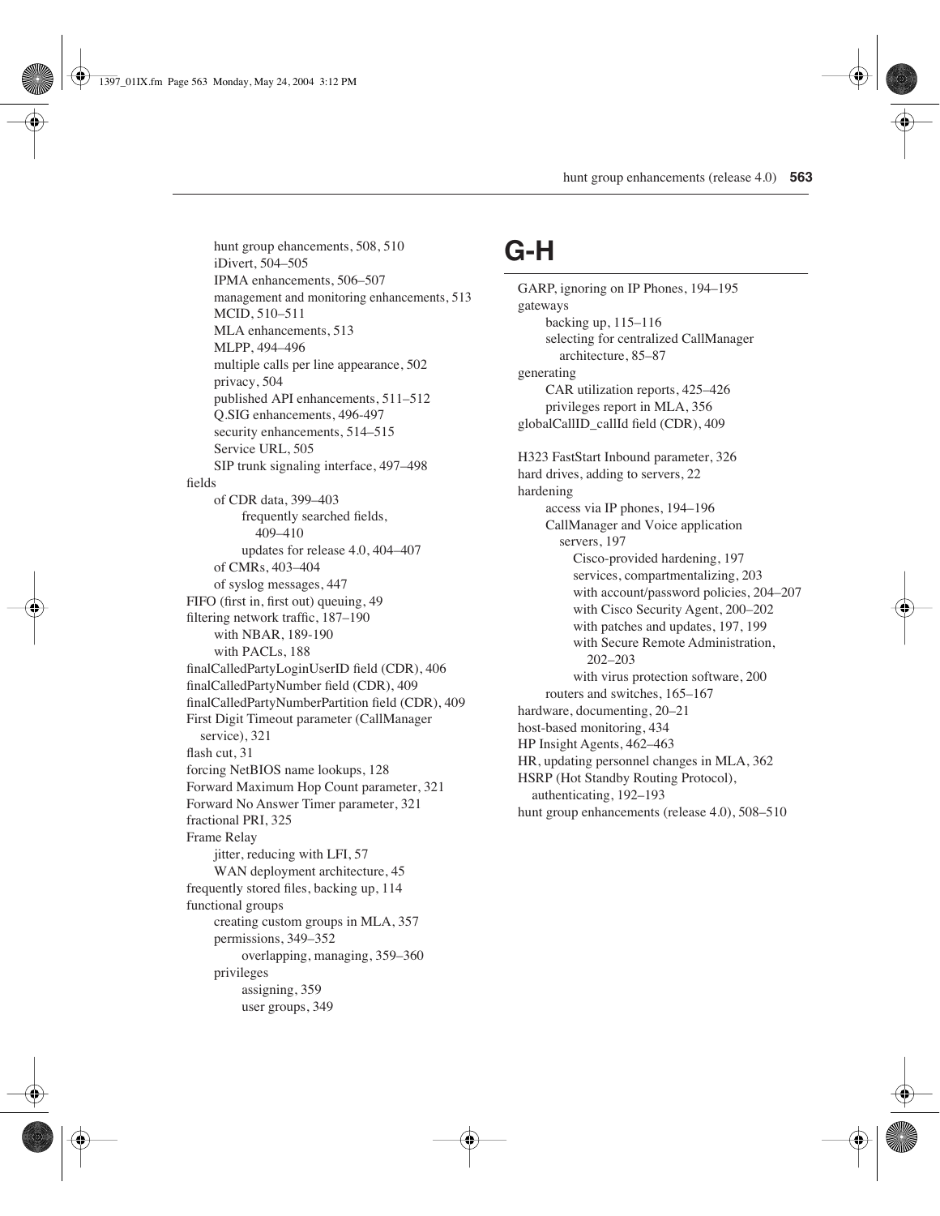hunt group ehancements, 508, 510
iDivert, 504–505
IPMA enhancements, 506–507
management and monitoring enhancements, 513
MCID, 510–511
MLA enhancements, 513
MLPP, 494–496
multiple calls per line appearance, 502
privacy, 504
published API enhancements, 511–512
Q.SIG enhancements, 496-497
security enhancements, 514–515
Service URL, 505
SIP trunk signaling interface, 497–498

fields
- of CDR data, 399–403
  - frequently searched fields, 409–410
  - updates for release 4.0, 404–407
- of CMRs, 403–404
- of syslog messages, 447

FIFO (first in, first out) queuing, 49
filtering network traffic, 187–190
- with NBAR, 189-190
- with PACLs, 188

finalCalledPartyLoginUserID field (CDR), 406
finalCalledPartyNumber field (CDR), 409
finalCalledPartyNumberPartition field (CDR), 409
First Digit Timeout parameter (CallManager service), 321
flash cut, 31
forcing NetBIOS name lookups, 128
Forward Maximum Hop Count parameter, 321
Forward No Answer Timer parameter, 321
fractional PRI, 325
Frame Relay
- jitter, reducing with LFI, 57
- WAN deployment architecture, 45

frequently stored files, backing up, 114
functional groups
- creating custom groups in MLA, 357
- permissions, 349–352
  - overlapping, managing, 359–360
- privileges
  - assigning, 359
  - user groups, 349

# G-H

GARP, ignoring on IP Phones, 194–195
gateways
- backing up, 115–116
- selecting for centralized CallManager architecture, 85–87

generating
- CAR utilization reports, 425–426
- privileges report in MLA, 356

globalCallID_callId field (CDR), 409

H323 FastStart Inbound parameter, 326
hard drives, adding to servers, 22
hardening
- access via IP phones, 194–196
- CallManager and Voice application servers, 197
  - Cisco-provided hardening, 197
  - services, compartmentalizing, 203
  - with account/password policies, 204–207
  - with Cisco Security Agent, 200–202
  - with patches and updates, 197, 199
  - with Secure Remote Administration, 202–203
  - with virus protection software, 200
- routers and switches, 165–167

hardware, documenting, 20–21
host-based monitoring, 434
HP Insight Agents, 462–463
HR, updating personnel changes in MLA, 362
HSRP (Hot Standby Routing Protocol), authenticating, 192–193
hunt group enhancements (release 4.0), 508–510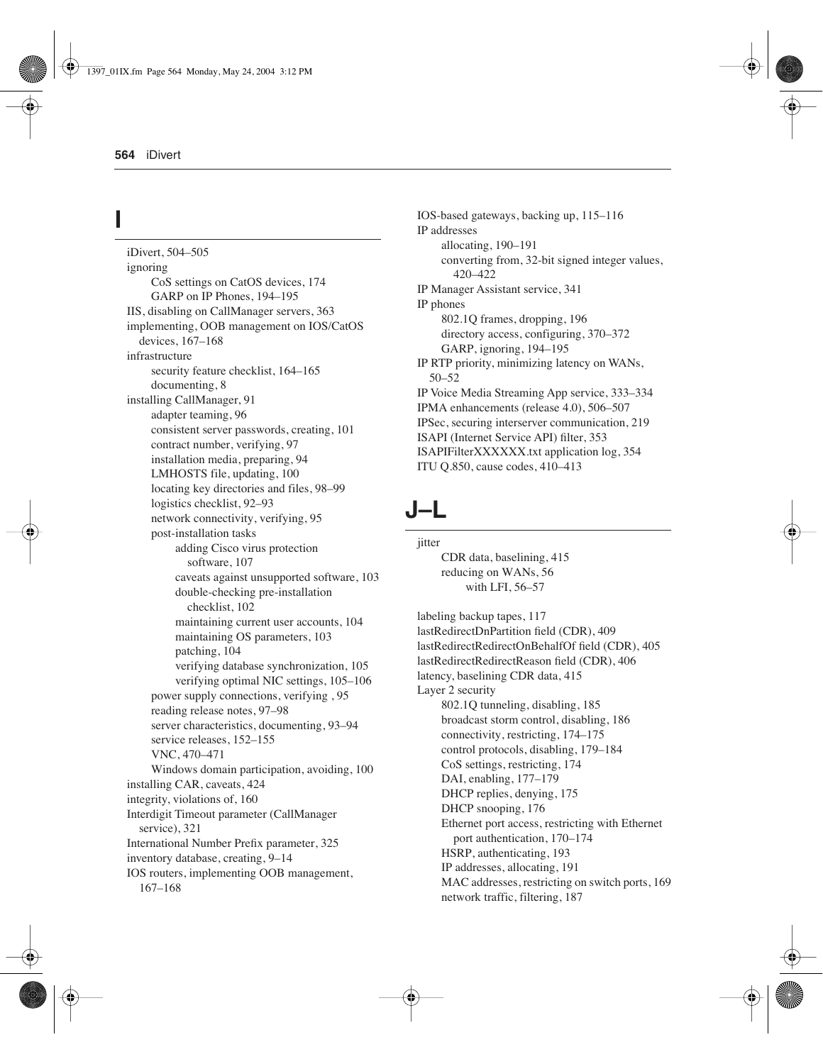## I

iDivert, 504–505
ignoring
  CoS settings on CatOS devices, 174
  GARP on IP Phones, 194–195
IIS, disabling on CallManager servers, 363
implementing, OOB management on IOS/CatOS devices, 167–168
infrastructure
  security feature checklist, 164–165
  documenting, 8
installing CallManager, 91
  adapter teaming, 96
  consistent server passwords, creating, 101
  contract number, verifying, 97
  installation media, preparing, 94
  LMHOSTS file, updating, 100
  locating key directories and files, 98–99
  logistics checklist, 92–93
  network connectivity, verifying, 95
  post-installation tasks
    adding Cisco virus protection software, 107
    caveats against unsupported software, 103
    double-checking pre-installation checklist, 102
    maintaining current user accounts, 104
    maintaining OS parameters, 103
    patching, 104
    verifying database synchronization, 105
    verifying optimal NIC settings, 105–106
  power supply connections, verifying , 95
  reading release notes, 97–98
  server characteristics, documenting, 93–94
  service releases, 152–155
  VNC, 470–471
  Windows domain participation, avoiding, 100
installing CAR, caveats, 424
integrity, violations of, 160
Interdigit Timeout parameter (CallManager service), 321
International Number Prefix parameter, 325
inventory database, creating, 9–14
IOS routers, implementing OOB management, 167–168
IOS-based gateways, backing up, 115–116
IP addresses
  allocating, 190–191
  converting from, 32-bit signed integer values, 420–422
IP Manager Assistant service, 341
IP phones
  802.1Q frames, dropping, 196
  directory access, configuring, 370–372
  GARP, ignoring, 194–195
IP RTP priority, minimizing latency on WANs, 50–52
IP Voice Media Streaming App service, 333–334
IPMA enhancements (release 4.0), 506–507
IPSec, securing interserver communication, 219
ISAPI (Internet Service API) filter, 353
ISAPIFilterXXXXXX.txt application log, 354
ITU Q.850, cause codes, 410–413

## J–L

jitter
  CDR data, baselining, 415
  reducing on WANs, 56
    with LFI, 56–57

labeling backup tapes, 117
lastRedirectDnPartition field (CDR), 409
lastRedirectRedirectOnBehalfOf field (CDR), 405
lastRedirectRedirectReason field (CDR), 406
latency, baselining CDR data, 415
Layer 2 security
  802.1Q tunneling, disabling, 185
  broadcast storm control, disabling, 186
  connectivity, restricting, 174–175
  control protocols, disabling, 179–184
  CoS settings, restricting, 174
  DAI, enabling, 177–179
  DHCP replies, denying, 175
  DHCP snooping, 176
  Ethernet port access, restricting with Ethernet port authentication, 170–174
  HSRP, authenticating, 193
  IP addresses, allocating, 191
  MAC addresses, restricting on switch ports, 169
  network traffic, filtering, 187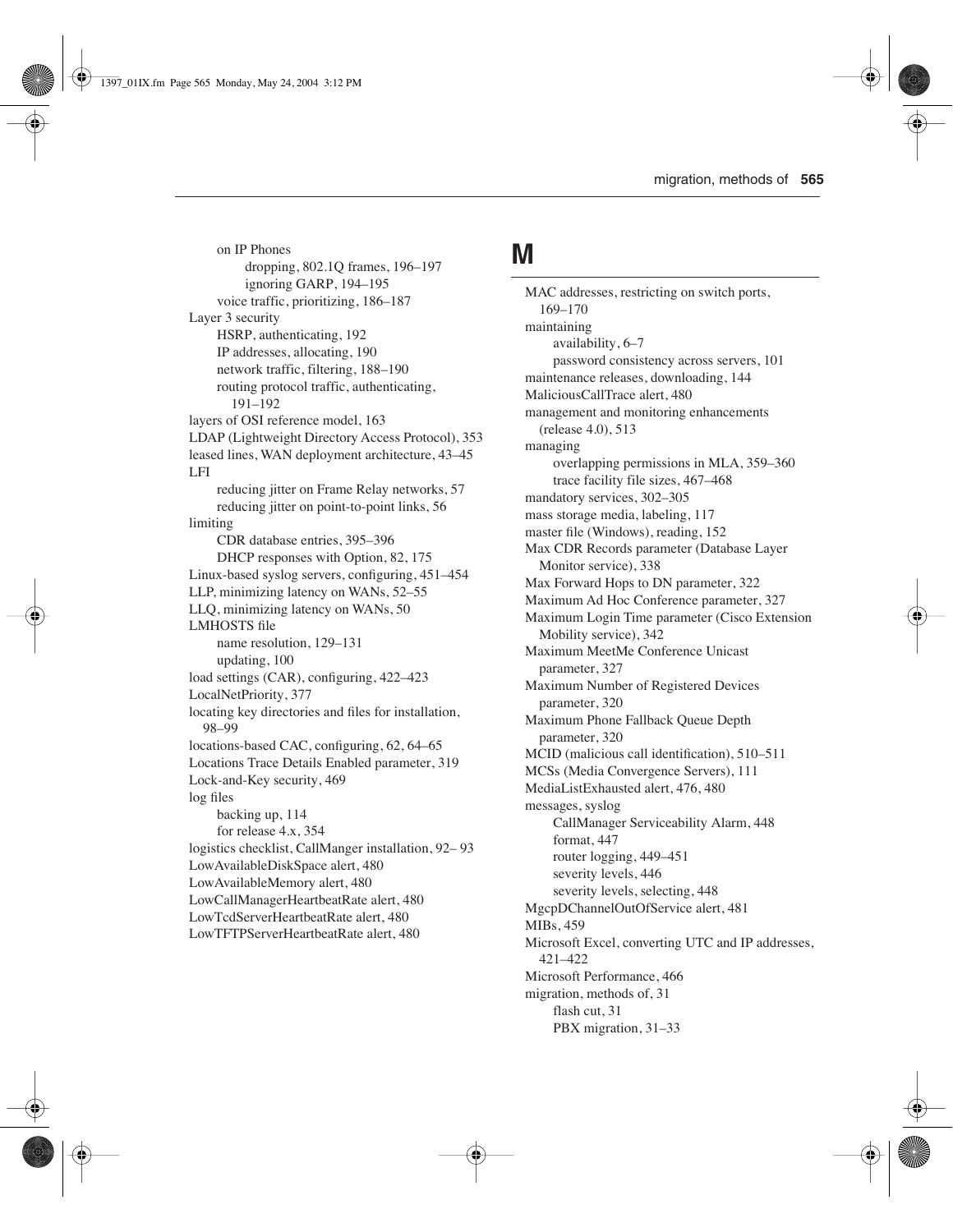- on IP Phones
  - dropping, 802.1Q frames, 196–197
  - ignoring GARP, 194–195
- voice traffic, prioritizing, 186–187

Layer 3 security
- HSRP, authenticating, 192
- IP addresses, allocating, 190
- network traffic, filtering, 188–190
- routing protocol traffic, authenticating, 191–192

layers of OSI reference model, 163
LDAP (Lightweight Directory Access Protocol), 353
leased lines, WAN deployment architecture, 43–45
LFI
- reducing jitter on Frame Relay networks, 57
- reducing jitter on point-to-point links, 56

limiting
- CDR database entries, 395–396
- DHCP responses with Option, 82, 175

Linux-based syslog servers, configuring, 451–454
LLP, minimizing latency on WANs, 52–55
LLQ, minimizing latency on WANs, 50
LMHOSTS file
- name resolution, 129–131
- updating, 100

load settings (CAR), configuring, 422–423
LocalNetPriority, 377
locating key directories and files for installation, 98–99
locations-based CAC, configuring, 62, 64–65
Locations Trace Details Enabled parameter, 319
Lock-and-Key security, 469
log files
- backing up, 114
- for release 4.x, 354

logistics checklist, CallManger installation, 92– 93
LowAvailableDiskSpace alert, 480
LowAvailableMemory alert, 480
LowCallManagerHeartbeatRate alert, 480
LowTcdServerHeartbeatRate alert, 480
LowTFTPServerHeartbeatRate alert, 480

# M

MAC addresses, restricting on switch ports, 169–170
maintaining
- availability, 6–7
- password consistency across servers, 101

maintenance releases, downloading, 144
MaliciousCallTrace alert, 480
management and monitoring enhancements (release 4.0), 513
managing
- overlapping permissions in MLA, 359–360
- trace facility file sizes, 467–468

mandatory services, 302–305
mass storage media, labeling, 117
master file (Windows), reading, 152
Max CDR Records parameter (Database Layer Monitor service), 338
Max Forward Hops to DN parameter, 322
Maximum Ad Hoc Conference parameter, 327
Maximum Login Time parameter (Cisco Extension Mobility service), 342
Maximum MeetMe Conference Unicast parameter, 327
Maximum Number of Registered Devices parameter, 320
Maximum Phone Fallback Queue Depth parameter, 320
MCID (malicious call identification), 510–511
MCSs (Media Convergence Servers), 111
MediaListExhausted alert, 476, 480
messages, syslog
- CallManager Serviceability Alarm, 448
- format, 447
- router logging, 449–451
- severity levels, 446
- severity levels, selecting, 448

MgcpDChannelOutOfService alert, 481
MIBs, 459
Microsoft Excel, converting UTC and IP addresses, 421–422
Microsoft Performance, 466
migration, methods of, 31
- flash cut, 31
- PBX migration, 31–33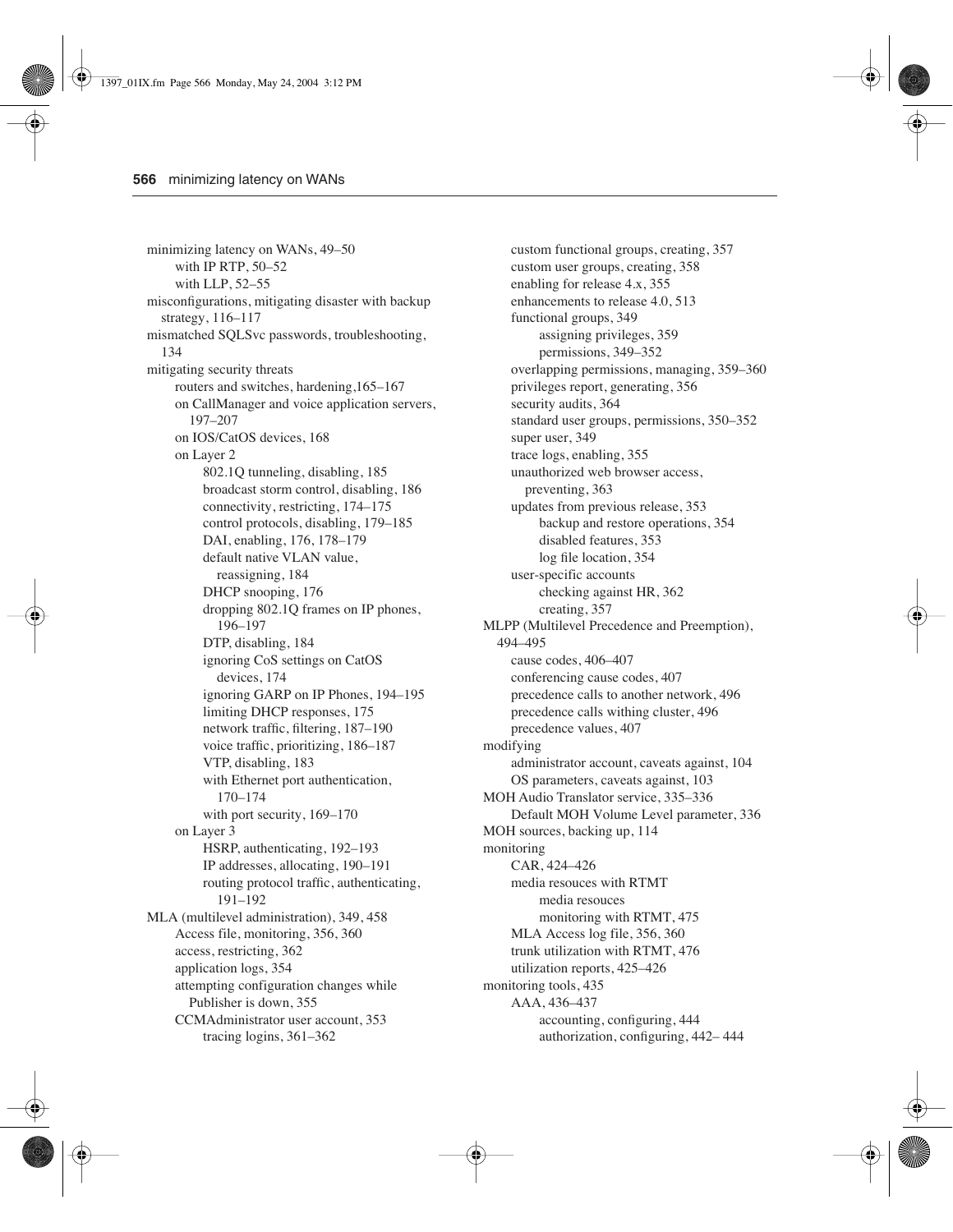minimizing latency on WANs, 49–50
- with IP RTP, 50–52
- with LLP, 52–55

misconfigurations, mitigating disaster with backup strategy, 116–117

mismatched SQLSvc passwords, troubleshooting, 134

mitigating security threats
- routers and switches, hardening,165–167
- on CallManager and voice application servers, 197–207
- on IOS/CatOS devices, 168
- on Layer 2
  - 802.1Q tunneling, disabling, 185
  - broadcast storm control, disabling, 186
  - connectivity, restricting, 174–175
  - control protocols, disabling, 179–185
  - DAI, enabling, 176, 178–179
  - default native VLAN value, reassigning, 184
  - DHCP snooping, 176
  - dropping 802.1Q frames on IP phones, 196–197
  - DTP, disabling, 184
  - ignoring CoS settings on CatOS devices, 174
  - ignoring GARP on IP Phones, 194–195
  - limiting DHCP responses, 175
  - network traffic, filtering, 187–190
  - voice traffic, prioritizing, 186–187
  - VTP, disabling, 183
  - with Ethernet port authentication, 170–174
  - with port security, 169–170
- on Layer 3
  - HSRP, authenticating, 192–193
  - IP addresses, allocating, 190–191
  - routing protocol traffic, authenticating, 191–192

MLA (multilevel administration), 349, 458
- Access file, monitoring, 356, 360
- access, restricting, 362
- application logs, 354
- attempting configuration changes while Publisher is down, 355
- CCMAdministrator user account, 353
  - tracing logins, 361–362
- custom functional groups, creating, 357
- custom user groups, creating, 358
- enabling for release 4.x, 355
- enhancements to release 4.0, 513
- functional groups, 349
  - assigning privileges, 359
  - permissions, 349–352
- overlapping permissions, managing, 359–360
- privileges report, generating, 356
- security audits, 364
- standard user groups, permissions, 350–352
- super user, 349
- trace logs, enabling, 355
- unauthorized web browser access, preventing, 363
- updates from previous release, 353
  - backup and restore operations, 354
  - disabled features, 353
  - log file location, 354
- user-specific accounts
  - checking against HR, 362
  - creating, 357

MLPP (Multilevel Precedence and Preemption), 494–495
- cause codes, 406–407
- conferencing cause codes, 407
- precedence calls to another network, 496
- precedence calls withing cluster, 496
- precedence values, 407

modifying
- administrator account, caveats against, 104
- OS parameters, caveats against, 103

MOH Audio Translator service, 335–336
- Default MOH Volume Level parameter, 336

MOH sources, backing up, 114

monitoring
- CAR, 424–426
- media resouces with RTMT
  - media resouces
  - monitoring with RTMT, 475
- MLA Access log file, 356, 360
- trunk utilization with RTMT, 476
- utilization reports, 425–426

monitoring tools, 435
- AAA, 436–437
  - accounting, configuring, 444
  - authorization, configuring, 442– 444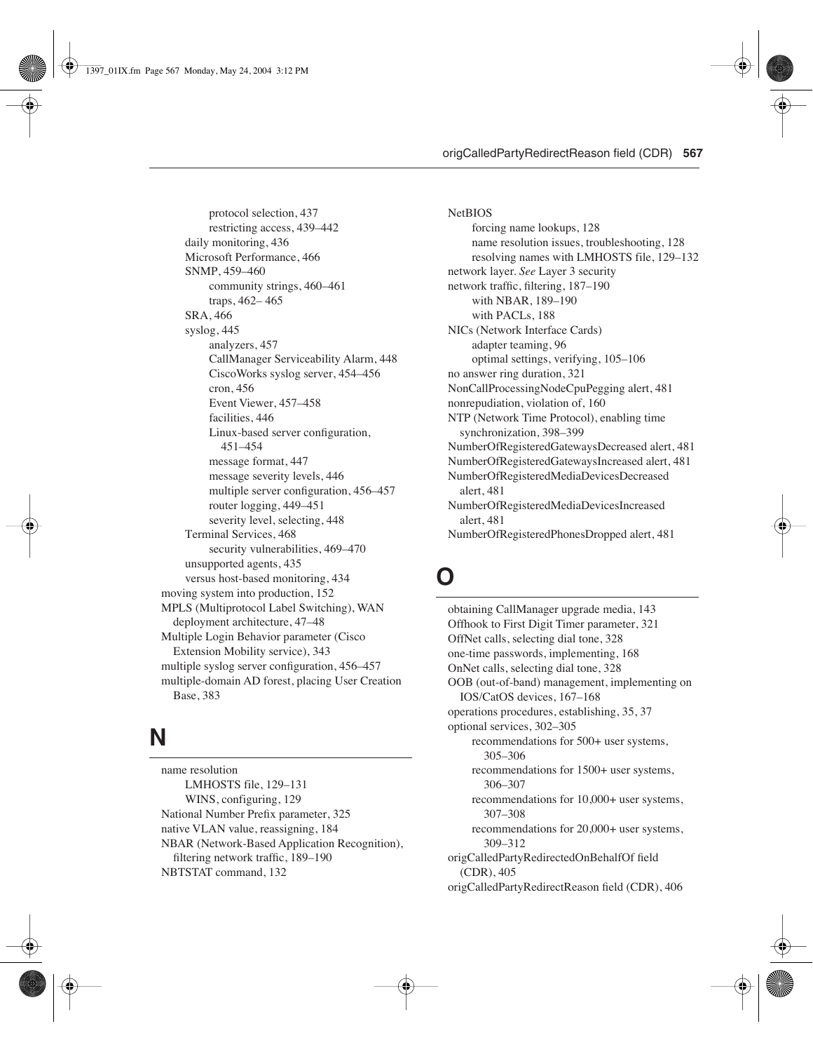protocol selection, 437
restricting access, 439–442
daily monitoring, 436
Microsoft Performance, 466
SNMP, 459–460
community strings, 460–461
traps, 462– 465
SRA, 466
syslog, 445
analyzers, 457
CallManager Serviceability Alarm, 448
CiscoWorks syslog server, 454–456
cron, 456
Event Viewer, 457–458
facilities, 446
Linux-based server configuration, 451–454
message format, 447
message severity levels, 446
multiple server configuration, 456–457
router logging, 449–451
severity level, selecting, 448
Terminal Services, 468
security vulnerabilities, 469–470
unsupported agents, 435
versus host-based monitoring, 434
moving system into production, 152
MPLS (Multiprotocol Label Switching), WAN deployment architecture, 47–48
Multiple Login Behavior parameter (Cisco Extension Mobility service), 343
multiple syslog server configuration, 456–457
multiple-domain AD forest, placing User Creation Base, 383

# N

name resolution
LMHOSTS file, 129–131
WINS, configuring, 129
National Number Prefix parameter, 325
native VLAN value, reassigning, 184
NBAR (Network-Based Application Recognition), filtering network traffic, 189–190
NBTSTAT command, 132
NetBIOS
forcing name lookups, 128
name resolution issues, troubleshooting, 128
resolving names with LMHOSTS file, 129–132
network layer. *See* Layer 3 security
network traffic, filtering, 187–190
with NBAR, 189–190
with PACLs, 188
NICs (Network Interface Cards)
adapter teaming, 96
optimal settings, verifying, 105–106
no answer ring duration, 321
NonCallProcessingNodeCpuPegging alert, 481
nonrepudiation, violation of, 160
NTP (Network Time Protocol), enabling time synchronization, 398–399
NumberOfRegisteredGatewaysDecreased alert, 481
NumberOfRegisteredGatewaysIncreased alert, 481
NumberOfRegisteredMediaDevicesDecreased alert, 481
NumberOfRegisteredMediaDevicesIncreased alert, 481
NumberOfRegisteredPhonesDropped alert, 481

# O

obtaining CallManager upgrade media, 143
Offhook to First Digit Timer parameter, 321
OffNet calls, selecting dial tone, 328
one-time passwords, implementing, 168
OnNet calls, selecting dial tone, 328
OOB (out-of-band) management, implementing on IOS/CatOS devices, 167–168
operations procedures, establishing, 35, 37
optional services, 302–305
recommendations for 500+ user systems, 305–306
recommendations for 1500+ user systems, 306–307
recommendations for 10,000+ user systems, 307–308
recommendations for 20,000+ user systems, 309–312
origCalledPartyRedirectedOnBehalfOf field (CDR), 405
origCalledPartyRedirectReason field (CDR), 406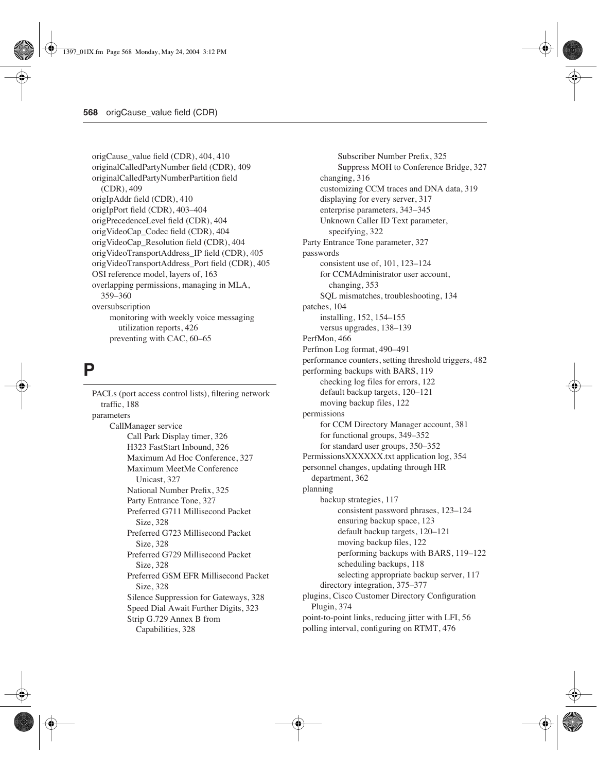origCause_value field (CDR), 404, 410
originalCalledPartyNumber field (CDR), 409
originalCalledPartyNumberPartition field (CDR), 409
origIpAddr field (CDR), 410
origIpPort field (CDR), 403–404
origPrecedenceLevel field (CDR), 404
origVideoCap_Codec field (CDR), 404
origVideoCap_Resolution field (CDR), 404
origVideoTransportAddress_IP field (CDR), 405
origVideoTransportAddress_Port field (CDR), 405
OSI reference model, layers of, 163
overlapping permissions, managing in MLA, 359–360
oversubscription
- monitoring with weekly voice messaging utilization reports, 426
- preventing with CAC, 60–65

# P

PACLs (port access control lists), filtering network traffic, 188
parameters
- CallManager service
  - Call Park Display timer, 326
  - H323 FastStart Inbound, 326
  - Maximum Ad Hoc Conference, 327
  - Maximum MeetMe Conference Unicast, 327
  - National Number Prefix, 325
  - Party Entrance Tone, 327
  - Preferred G711 Millisecond Packet Size, 328
  - Preferred G723 Millisecond Packet Size, 328
  - Preferred G729 Millisecond Packet Size, 328
  - Preferred GSM EFR Millisecond Packet Size, 328
  - Silence Suppression for Gateways, 328
  - Speed Dial Await Further Digits, 323
  - Strip G.729 Annex B from Capabilities, 328
  - Subscriber Number Prefix, 325
  - Suppress MOH to Conference Bridge, 327
- changing, 316
- customizing CCM traces and DNA data, 319
- displaying for every server, 317
- enterprise parameters, 343–345
- Unknown Caller ID Text parameter, specifying, 322

Party Entrance Tone parameter, 327
passwords
- consistent use of, 101, 123–124
- for CCMAdministrator user account, changing, 353
- SQL mismatches, troubleshooting, 134

patches, 104
- installing, 152, 154–155
- versus upgrades, 138–139

PerfMon, 466
Perfmon Log format, 490–491
performance counters, setting threshold triggers, 482
performing backups with BARS, 119
- checking log files for errors, 122
- default backup targets, 120–121
- moving backup files, 122

permissions
- for CCM Directory Manager account, 381
- for functional groups, 349–352
- for standard user groups, 350–352

PermissionsXXXXXX.txt application log, 354
personnel changes, updating through HR department, 362
planning
- backup strategies, 117
  - consistent password phrases, 123–124
  - ensuring backup space, 123
  - default backup targets, 120–121
  - moving backup files, 122
  - performing backups with BARS, 119–122
  - scheduling backups, 118
  - selecting appropriate backup server, 117
- directory integration, 375–377

plugins, Cisco Customer Directory Configuration Plugin, 374
point-to-point links, reducing jitter with LFI, 56
polling interval, configuring on RTMT, 476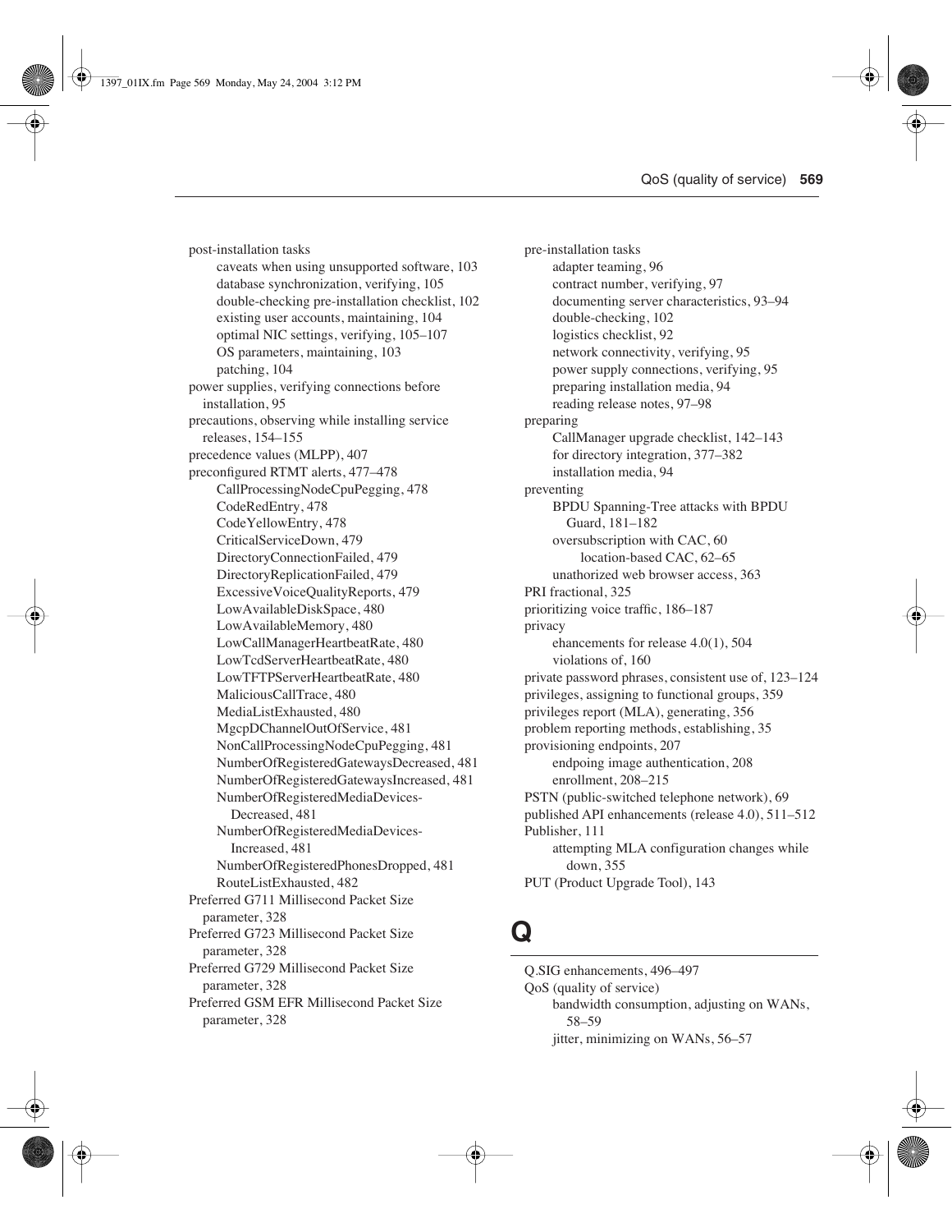post-installation tasks
- caveats when using unsupported software, 103
- database synchronization, verifying, 105
- double-checking pre-installation checklist, 102
- existing user accounts, maintaining, 104
- optimal NIC settings, verifying, 105–107
- OS parameters, maintaining, 103
- patching, 104

power supplies, verifying connections before installation, 95

precautions, observing while installing service releases, 154–155

precedence values (MLPP), 407

preconfigured RTMT alerts, 477–478
- CallProcessingNodeCpuPegging, 478
- CodeRedEntry, 478
- CodeYellowEntry, 478
- CriticalServiceDown, 479
- DirectoryConnectionFailed, 479
- DirectoryReplicationFailed, 479
- ExcessiveVoiceQualityReports, 479
- LowAvailableDiskSpace, 480
- LowAvailableMemory, 480
- LowCallManagerHeartbeatRate, 480
- LowTcdServerHeartbeatRate, 480
- LowTFTPServerHeartbeatRate, 480
- MaliciousCallTrace, 480
- MediaListExhausted, 480
- MgcpDChannelOutOfService, 481
- NonCallProcessingNodeCpuPegging, 481
- NumberOfRegisteredGatewaysDecreased, 481
- NumberOfRegisteredGatewaysIncreased, 481
- NumberOfRegisteredMediaDevices-Decreased, 481
- NumberOfRegisteredMediaDevices-Increased, 481
- NumberOfRegisteredPhonesDropped, 481
- RouteListExhausted, 482

Preferred G711 Millisecond Packet Size parameter, 328

Preferred G723 Millisecond Packet Size parameter, 328

Preferred G729 Millisecond Packet Size parameter, 328

Preferred GSM EFR Millisecond Packet Size parameter, 328

pre-installation tasks
- adapter teaming, 96
- contract number, verifying, 97
- documenting server characteristics, 93–94
- double-checking, 102
- logistics checklist, 92
- network connectivity, verifying, 95
- power supply connections, verifying, 95
- preparing installation media, 94
- reading release notes, 97–98

preparing
- CallManager upgrade checklist, 142–143
- for directory integration, 377–382
- installation media, 94

preventing
- BPDU Spanning-Tree attacks with BPDU Guard, 181–182
- oversubscription with CAC, 60
  - location-based CAC, 62–65
- unathorized web browser access, 363

PRI fractional, 325

prioritizing voice traffic, 186–187

privacy
- ehancements for release 4.0(1), 504
- violations of, 160

private password phrases, consistent use of, 123–124

privileges, assigning to functional groups, 359

privileges report (MLA), generating, 356

problem reporting methods, establishing, 35

provisioning endpoints, 207
- endpoing image authentication, 208
- enrollment, 208–215

PSTN (public-switched telephone network), 69

published API enhancements (release 4.0), 511–512

Publisher, 111
- attempting MLA configuration changes while down, 355

PUT (Product Upgrade Tool), 143

# Q

Q.SIG enhancements, 496–497

QoS (quality of service)
- bandwidth consumption, adjusting on WANs, 58–59
- jitter, minimizing on WANs, 56–57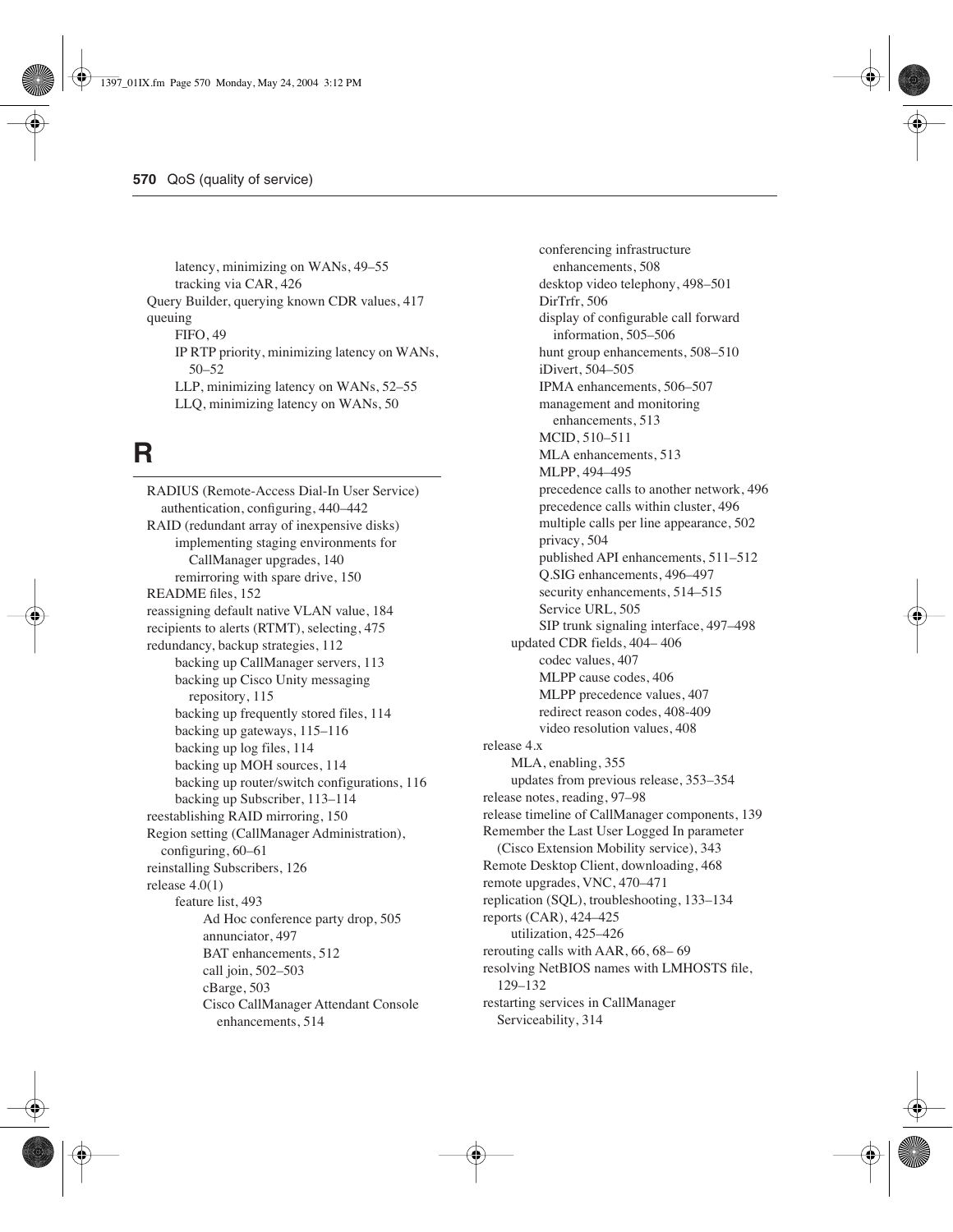latency, minimizing on WANs, 49–55
tracking via CAR, 426
Query Builder, querying known CDR values, 417
queuing
FIFO, 49
IP RTP priority, minimizing latency on WANs, 50–52
LLP, minimizing latency on WANs, 52–55
LLQ, minimizing latency on WANs, 50

# R

RADIUS (Remote-Access Dial-In User Service) authentication, configuring, 440–442
RAID (redundant array of inexpensive disks)
implementing staging environments for CallManager upgrades, 140
remirroring with spare drive, 150
README files, 152
reassigning default native VLAN value, 184
recipients to alerts (RTMT), selecting, 475
redundancy, backup strategies, 112
backing up CallManager servers, 113
backing up Cisco Unity messaging repository, 115
backing up frequently stored files, 114
backing up gateways, 115–116
backing up log files, 114
backing up MOH sources, 114
backing up router/switch configurations, 116
backing up Subscriber, 113–114
reestablishing RAID mirroring, 150
Region setting (CallManager Administration), configuring, 60–61
reinstalling Subscribers, 126
release 4.0(1)
feature list, 493
Ad Hoc conference party drop, 505
annunciator, 497
BAT enhancements, 512
call join, 502–503
cBarge, 503
Cisco CallManager Attendant Console enhancements, 514
conferencing infrastructure enhancements, 508
desktop video telephony, 498–501
DirTrfr, 506
display of configurable call forward information, 505–506
hunt group enhancements, 508–510
iDivert, 504–505
IPMA enhancements, 506–507
management and monitoring enhancements, 513
MCID, 510–511
MLA enhancements, 513
MLPP, 494–495
precedence calls to another network, 496
precedence calls within cluster, 496
multiple calls per line appearance, 502
privacy, 504
published API enhancements, 511–512
Q.SIG enhancements, 496–497
security enhancements, 514–515
Service URL, 505
SIP trunk signaling interface, 497–498
updated CDR fields, 404– 406
codec values, 407
MLPP cause codes, 406
MLPP precedence values, 407
redirect reason codes, 408-409
video resolution values, 408
release 4.x
MLA, enabling, 355
updates from previous release, 353–354
release notes, reading, 97–98
release timeline of CallManager components, 139
Remember the Last User Logged In parameter (Cisco Extension Mobility service), 343
Remote Desktop Client, downloading, 468
remote upgrades, VNC, 470–471
replication (SQL), troubleshooting, 133–134
reports (CAR), 424–425
utilization, 425–426
rerouting calls with AAR, 66, 68– 69
resolving NetBIOS names with LMHOSTS file, 129–132
restarting services in CallManager Serviceability, 314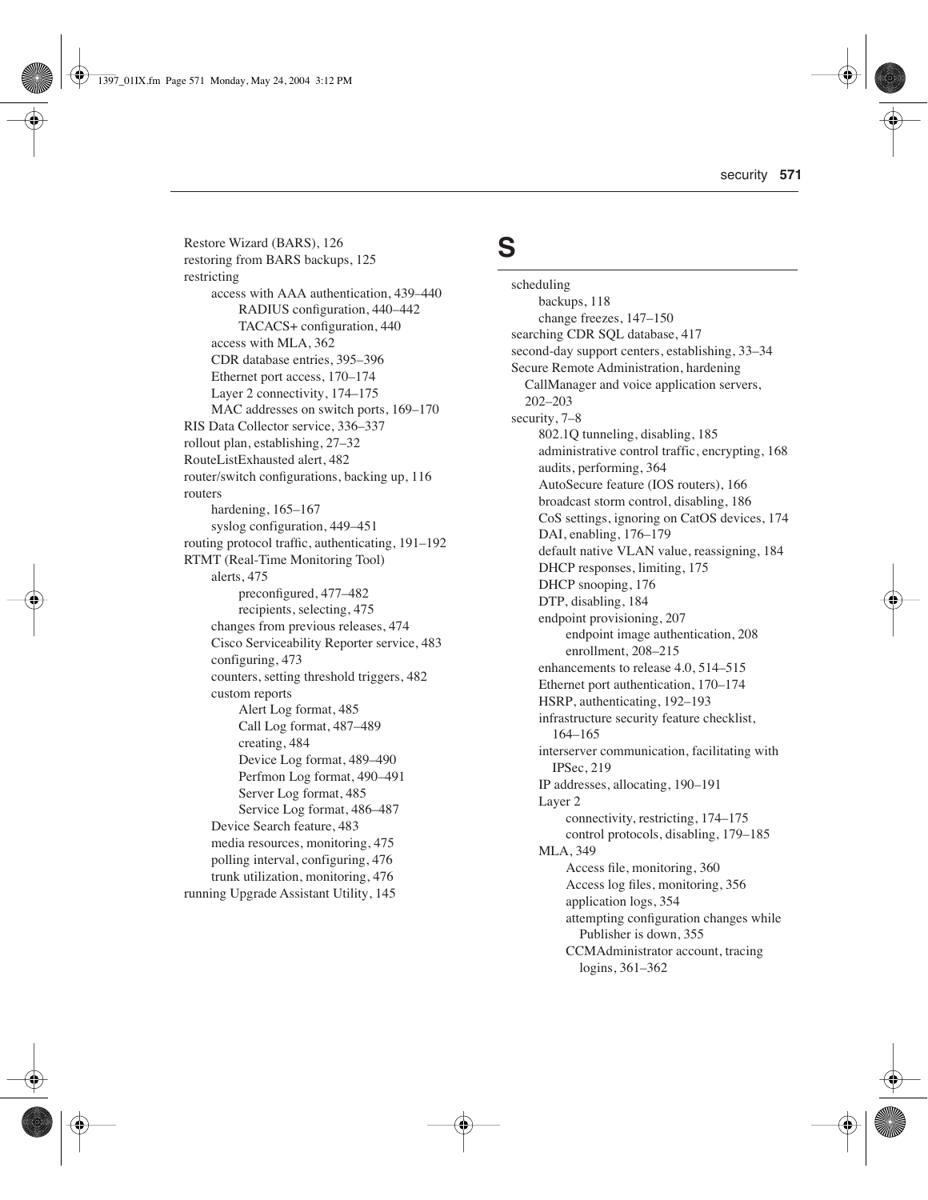Restore Wizard (BARS), 126
restoring from BARS backups, 125
restricting
- access with AAA authentication, 439–440
  - RADIUS configuration, 440–442
  - TACACS+ configuration, 440
- access with MLA, 362
- CDR database entries, 395–396
- Ethernet port access, 170–174
- Layer 2 connectivity, 174–175
- MAC addresses on switch ports, 169–170

RIS Data Collector service, 336–337
rollout plan, establishing, 27–32
RouteListExhausted alert, 482
router/switch configurations, backing up, 116
routers
- hardening, 165–167
- syslog configuration, 449–451

routing protocol traffic, authenticating, 191–192
RTMT (Real-Time Monitoring Tool)
- alerts, 475
  - preconfigured, 477–482
  - recipients, selecting, 475
- changes from previous releases, 474
- Cisco Serviceability Reporter service, 483
- configuring, 473
- counters, setting threshold triggers, 482
- custom reports
  - Alert Log format, 485
  - Call Log format, 487–489
  - creating, 484
  - Device Log format, 489–490
  - Perfmon Log format, 490–491
  - Server Log format, 485
  - Service Log format, 486–487
- Device Search feature, 483
- media resources, monitoring, 475
- polling interval, configuring, 476
- trunk utilization, monitoring, 476

running Upgrade Assistant Utility, 145

# S

scheduling
- backups, 118
- change freezes, 147–150

searching CDR SQL database, 417
second-day support centers, establishing, 33–34
Secure Remote Administration, hardening CallManager and voice application servers, 202–203
security, 7–8
- 802.1Q tunneling, disabling, 185
- administrative control traffic, encrypting, 168
- audits, performing, 364
- AutoSecure feature (IOS routers), 166
- broadcast storm control, disabling, 186
- CoS settings, ignoring on CatOS devices, 174
- DAI, enabling, 176–179
- default native VLAN value, reassigning, 184
- DHCP responses, limiting, 175
- DHCP snooping, 176
- DTP, disabling, 184
- endpoint provisioning, 207
  - endpoint image authentication, 208
  - enrollment, 208–215
- enhancements to release 4.0, 514–515
- Ethernet port authentication, 170–174
- HSRP, authenticating, 192–193
- infrastructure security feature checklist, 164–165
- interserver communication, facilitating with IPSec, 219
- IP addresses, allocating, 190–191
- Layer 2
  - connectivity, restricting, 174–175
  - control protocols, disabling, 179–185
- MLA, 349
  - Access file, monitoring, 360
  - Access log files, monitoring, 356
  - application logs, 354
  - attempting configuration changes while Publisher is down, 355
  - CCMAdministrator account, tracing logins, 361–362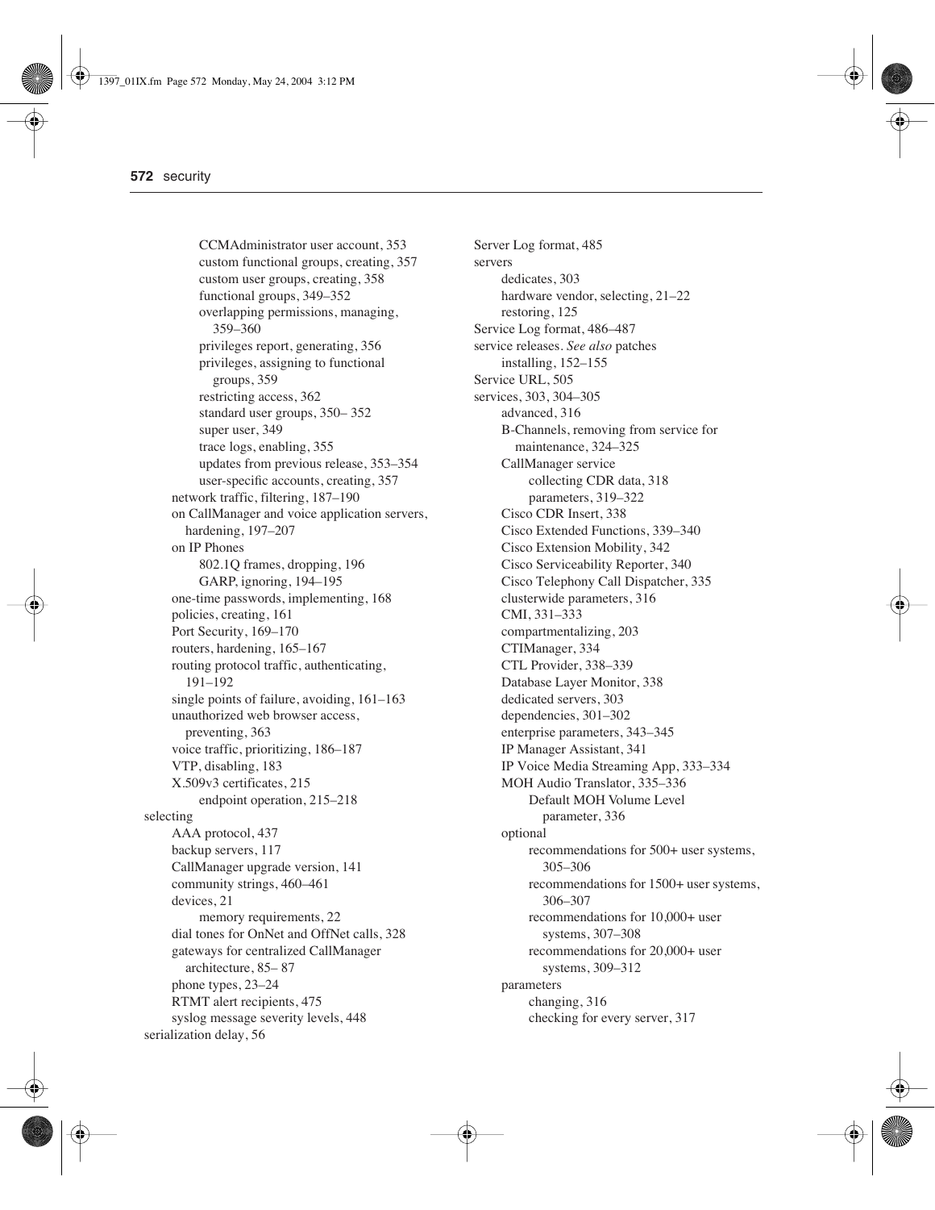- CCMAdministrator user account, 353
  - custom functional groups, creating, 357
  - custom user groups, creating, 358
  - functional groups, 349–352
  - overlapping permissions, managing, 359–360
  - privileges report, generating, 356
  - privileges, assigning to functional groups, 359
  - restricting access, 362
  - standard user groups, 350– 352
  - super user, 349
  - trace logs, enabling, 355
  - updates from previous release, 353–354
  - user-specific accounts, creating, 357
- network traffic, filtering, 187–190
- on CallManager and voice application servers, hardening, 197–207
- on IP Phones
  - 802.1Q frames, dropping, 196
  - GARP, ignoring, 194–195
- one-time passwords, implementing, 168
- policies, creating, 161
- Port Security, 169–170
- routers, hardening, 165–167
- routing protocol traffic, authenticating, 191–192
- single points of failure, avoiding, 161–163
- unauthorized web browser access, preventing, 363
- voice traffic, prioritizing, 186–187
- VTP, disabling, 183
- X.509v3 certificates, 215
  - endpoint operation, 215–218

selecting
- AAA protocol, 437
- backup servers, 117
- CallManager upgrade version, 141
- community strings, 460–461
- devices, 21
  - memory requirements, 22
- dial tones for OnNet and OffNet calls, 328
- gateways for centralized CallManager architecture, 85– 87
- phone types, 23–24
- RTMT alert recipients, 475
- syslog message severity levels, 448

serialization delay, 56

Server Log format, 485

servers
- dedicates, 303
- hardware vendor, selecting, 21–22
- restoring, 125

Service Log format, 486–487

service releases. *See also* patches
- installing, 152–155

Service URL, 505

services, 303, 304–305
- advanced, 316
- B-Channels, removing from service for maintenance, 324–325
- CallManager service
  - collecting CDR data, 318
  - parameters, 319–322
- Cisco CDR Insert, 338
- Cisco Extended Functions, 339–340
- Cisco Extension Mobility, 342
- Cisco Serviceability Reporter, 340
- Cisco Telephony Call Dispatcher, 335
- clusterwide parameters, 316
- CMI, 331–333
- compartmentalizing, 203
- CTIManager, 334
- CTL Provider, 338–339
- Database Layer Monitor, 338
- dedicated servers, 303
- dependencies, 301–302
- enterprise parameters, 343–345
- IP Manager Assistant, 341
- IP Voice Media Streaming App, 333–334
- MOH Audio Translator, 335–336
  - Default MOH Volume Level parameter, 336
- optional
  - recommendations for 500+ user systems, 305–306
  - recommendations for 1500+ user systems, 306–307
  - recommendations for 10,000+ user systems, 307–308
  - recommendations for 20,000+ user systems, 309–312
- parameters
  - changing, 316
  - checking for every server, 317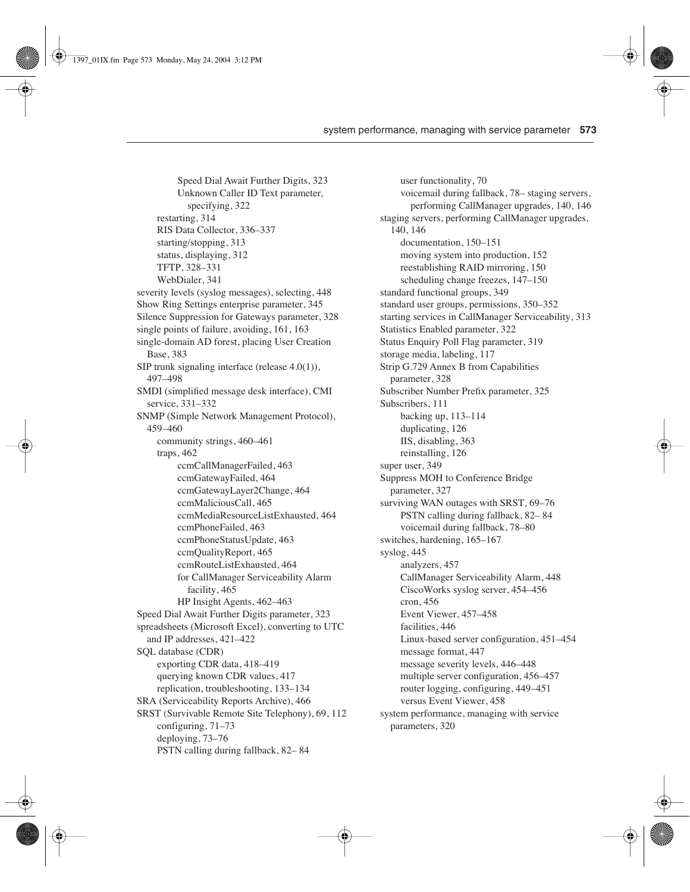Speed Dial Await Further Digits, 323
 Unknown Caller ID Text parameter, specifying, 322
 restarting, 314
 RIS Data Collector, 336–337
 starting/stopping, 313
 status, displaying, 312
 TFTP, 328–331
 WebDialer, 341

severity levels (syslog messages), selecting, 448
Show Ring Settings enterprise parameter, 345
Silence Suppression for Gateways parameter, 328
single points of failure, avoiding, 161, 163
single-domain AD forest, placing User Creation Base, 383
SIP trunk signaling interface (release 4.0(1)), 497–498
SMDI (simplified message desk interface), CMI service, 331–332
SNMP (Simple Network Management Protocol), 459–460
 community strings, 460–461
 traps, 462
  ccmCallManagerFailed, 463
  ccmGatewayFailed, 464
  ccmGatewayLayer2Change, 464
  ccmMaliciousCall, 465
  ccmMediaResourceListExhausted, 464
  ccmPhoneFailed, 463
  ccmPhoneStatusUpdate, 463
  ccmQualityReport, 465
  ccmRouteListExhausted, 464
  for CallManager Serviceability Alarm facility, 465
  HP Insight Agents, 462–463

Speed Dial Await Further Digits parameter, 323
spreadsheets (Microsoft Excel), converting to UTC and IP addresses, 421–422
SQL database (CDR)
 exporting CDR data, 418–419
 querying known CDR values, 417
 replication, troubleshooting, 133–134
SRA (Serviceability Reports Archive), 466
SRST (Survivable Remote Site Telephony), 69, 112
 configuring, 71–73
 deploying, 73–76
 PSTN calling during fallback, 82– 84
 user functionality, 70
 voicemail during fallback, 78– staging servers, performing CallManager upgrades, 140, 146

staging servers, performing CallManager upgrades, 140, 146
 documentation, 150–151
 moving system into production, 152
 reestablishing RAID mirroring, 150
 scheduling change freezes, 147–150

standard functional groups, 349
standard user groups, permissions, 350–352
starting services in CallManager Serviceability, 313
Statistics Enabled parameter, 322
Status Enquiry Poll Flag parameter, 319
storage media, labeling, 117
Strip G.729 Annex B from Capabilities parameter, 328
Subscriber Number Prefix parameter, 325
Subscribers, 111
 backing up, 113–114
 duplicating, 126
 IIS, disabling, 363
 reinstalling, 126

super user, 349
Suppress MOH to Conference Bridge parameter, 327
surviving WAN outages with SRST, 69–76
 PSTN calling during fallback, 82– 84
 voicemail during fallback, 78–80

switches, hardening, 165–167
syslog, 445
 analyzers, 457
 CallManager Serviceability Alarm, 448
 CiscoWorks syslog server, 454–456
 cron, 456
 Event Viewer, 457–458
 facilities, 446
 Linux-based server configuration, 451–454
 message format, 447
 message severity levels, 446–448
 multiple server configuration, 456–457
 router logging, configuring, 449–451
 versus Event Viewer, 458

system performance, managing with service parameters, 320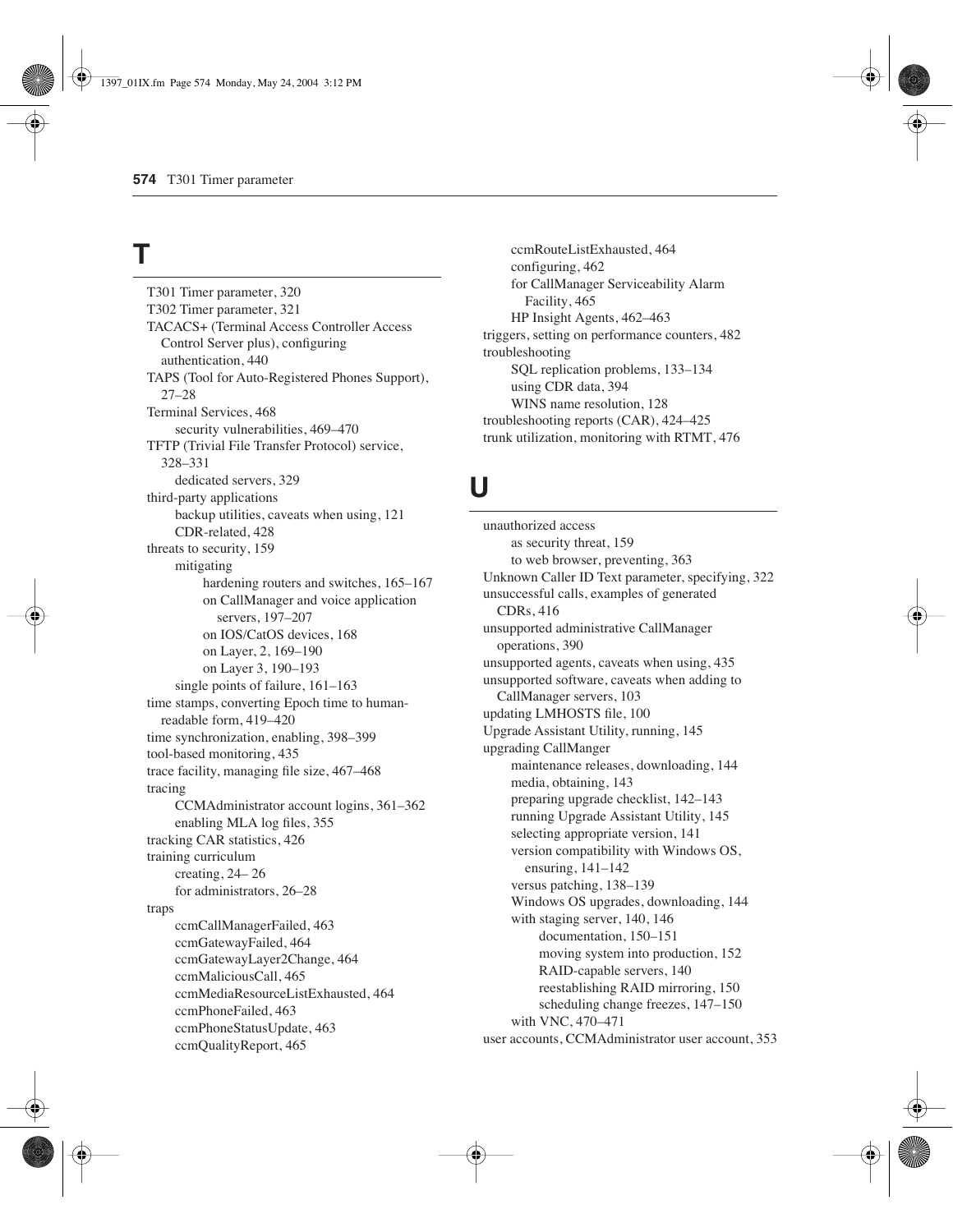## T

T301 Timer parameter, 320
T302 Timer parameter, 321
TACACS+ (Terminal Access Controller Access Control Server plus), configuring authentication, 440
TAPS (Tool for Auto-Registered Phones Support), 27–28
Terminal Services, 468
- security vulnerabilities, 469–470

TFTP (Trivial File Transfer Protocol) service, 328–331
- dedicated servers, 329

third-party applications
- backup utilities, caveats when using, 121
- CDR-related, 428

threats to security, 159
- mitigating
  - hardening routers and switches, 165–167
  - on CallManager and voice application servers, 197–207
  - on IOS/CatOS devices, 168
  - on Layer, 2, 169–190
  - on Layer 3, 190–193
- single points of failure, 161–163

time stamps, converting Epoch time to human-readable form, 419–420
time synchronization, enabling, 398–399
tool-based monitoring, 435
trace facility, managing file size, 467–468
tracing
- CCMAdministrator account logins, 361–362
- enabling MLA log files, 355

tracking CAR statistics, 426
training curriculum
- creating, 24– 26
- for administrators, 26–28

traps
- ccmCallManagerFailed, 463
- ccmGatewayFailed, 464
- ccmGatewayLayer2Change, 464
- ccmMaliciousCall, 465
- ccmMediaResourceListExhausted, 464
- ccmPhoneFailed, 463
- ccmPhoneStatusUpdate, 463
- ccmQualityReport, 465
- ccmRouteListExhausted, 464
- configuring, 462
- for CallManager Serviceability Alarm Facility, 465
- HP Insight Agents, 462–463

triggers, setting on performance counters, 482
troubleshooting
- SQL replication problems, 133–134
- using CDR data, 394
- WINS name resolution, 128

troubleshooting reports (CAR), 424–425
trunk utilization, monitoring with RTMT, 476

## U

unauthorized access
- as security threat, 159
- to web browser, preventing, 363

Unknown Caller ID Text parameter, specifying, 322
unsuccessful calls, examples of generated CDRs, 416
unsupported administrative CallManager operations, 390
unsupported agents, caveats when using, 435
unsupported software, caveats when adding to CallManager servers, 103
updating LMHOSTS file, 100
Upgrade Assistant Utility, running, 145
upgrading CallManger
- maintenance releases, downloading, 144
- media, obtaining, 143
- preparing upgrade checklist, 142–143
- running Upgrade Assistant Utility, 145
- selecting appropriate version, 141
- version compatibility with Windows OS, ensuring, 141–142
- versus patching, 138–139
- Windows OS upgrades, downloading, 144
- with staging server, 140, 146
  - documentation, 150–151
  - moving system into production, 152
  - RAID-capable servers, 140
  - reestablishing RAID mirroring, 150
  - scheduling change freezes, 147–150
- with VNC, 470–471

user accounts, CCMAdministrator user account, 353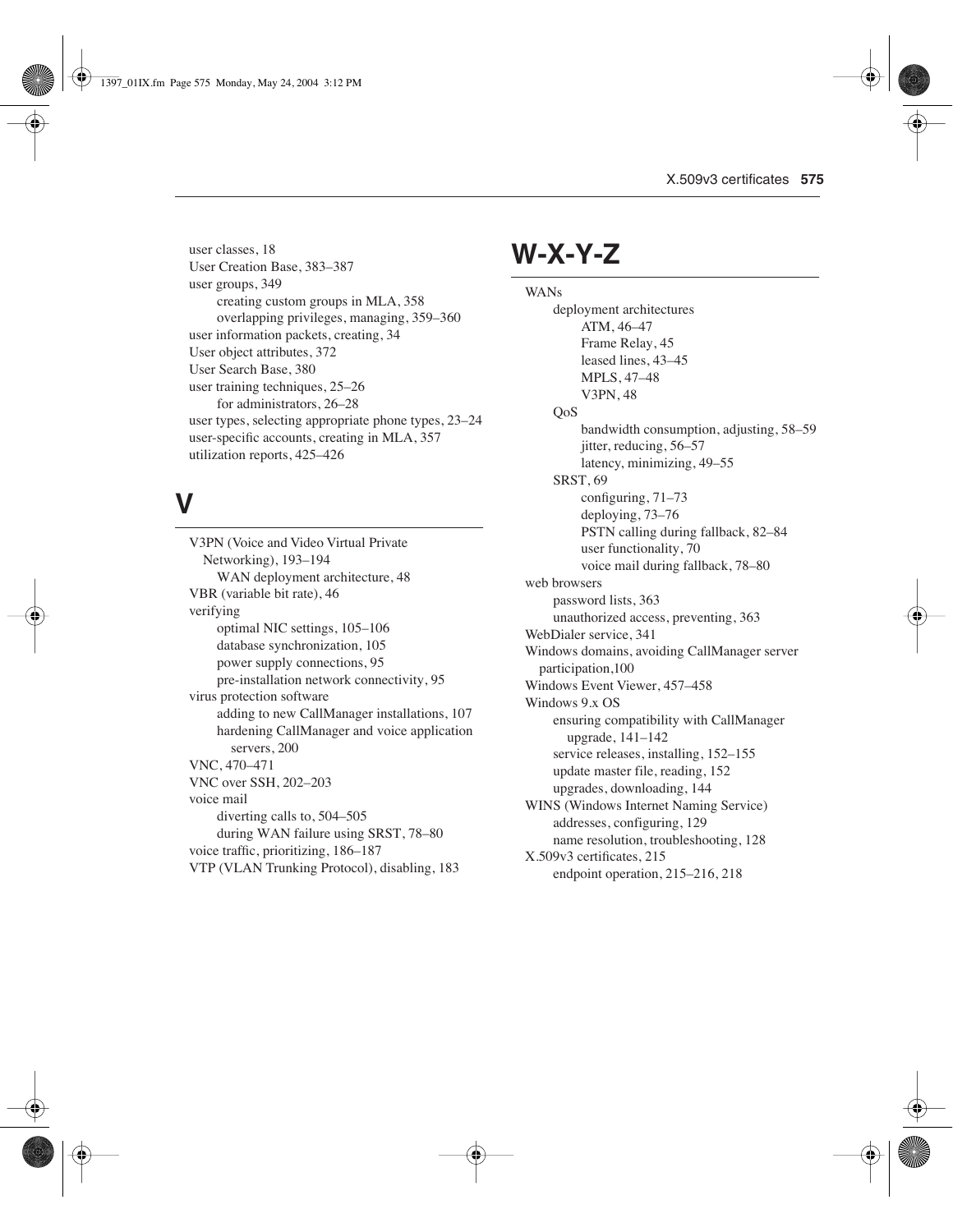user classes, 18
User Creation Base, 383–387
user groups, 349
  creating custom groups in MLA, 358
  overlapping privileges, managing, 359–360
user information packets, creating, 34
User object attributes, 372
User Search Base, 380
user training techniques, 25–26
  for administrators, 26–28
user types, selecting appropriate phone types, 23–24
user-specific accounts, creating in MLA, 357
utilization reports, 425–426

## V

V3PN (Voice and Video Virtual Private Networking), 193–194
  WAN deployment architecture, 48
VBR (variable bit rate), 46
verifying
  optimal NIC settings, 105–106
  database synchronization, 105
  power supply connections, 95
  pre-installation network connectivity, 95
virus protection software
  adding to new CallManager installations, 107
  hardening CallManager and voice application servers, 200
VNC, 470–471
VNC over SSH, 202–203
voice mail
  diverting calls to, 504–505
  during WAN failure using SRST, 78–80
voice traffic, prioritizing, 186–187
VTP (VLAN Trunking Protocol), disabling, 183

## W-X-Y-Z

WANs
  deployment architectures
    ATM, 46–47
    Frame Relay, 45
    leased lines, 43–45
    MPLS, 47–48
    V3PN, 48
  QoS
    bandwidth consumption, adjusting, 58–59
    jitter, reducing, 56–57
    latency, minimizing, 49–55
  SRST, 69
    configuring, 71–73
    deploying, 73–76
    PSTN calling during fallback, 82–84
    user functionality, 70
    voice mail during fallback, 78–80
web browsers
  password lists, 363
  unauthorized access, preventing, 363
WebDialer service, 341
Windows domains, avoiding CallManager server participation,100
Windows Event Viewer, 457–458
Windows 9.x OS
  ensuring compatibility with CallManager upgrade, 141–142
  service releases, installing, 152–155
  update master file, reading, 152
  upgrades, downloading, 144
WINS (Windows Internet Naming Service)
  addresses, configuring, 129
  name resolution, troubleshooting, 128
X.509v3 certificates, 215
  endpoint operation, 215–216, 218